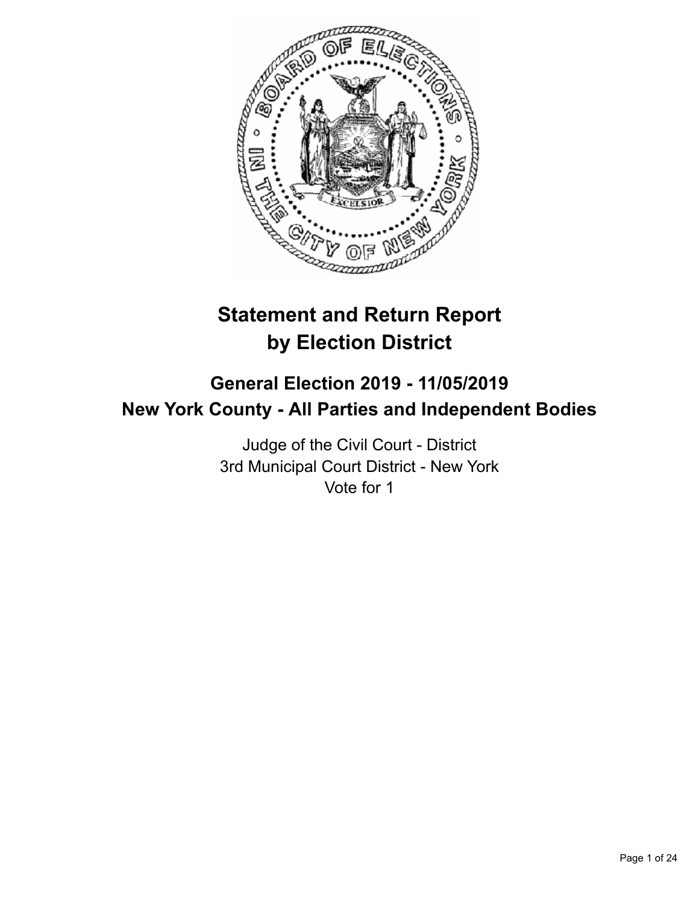# Statement and Return Report by Election District

## General Election 2019 - 11/05/2019
## New York County - All Parties and Independent Bodies

Judge of the Civil Court - District
3rd Municipal Court District - New York
Vote for 1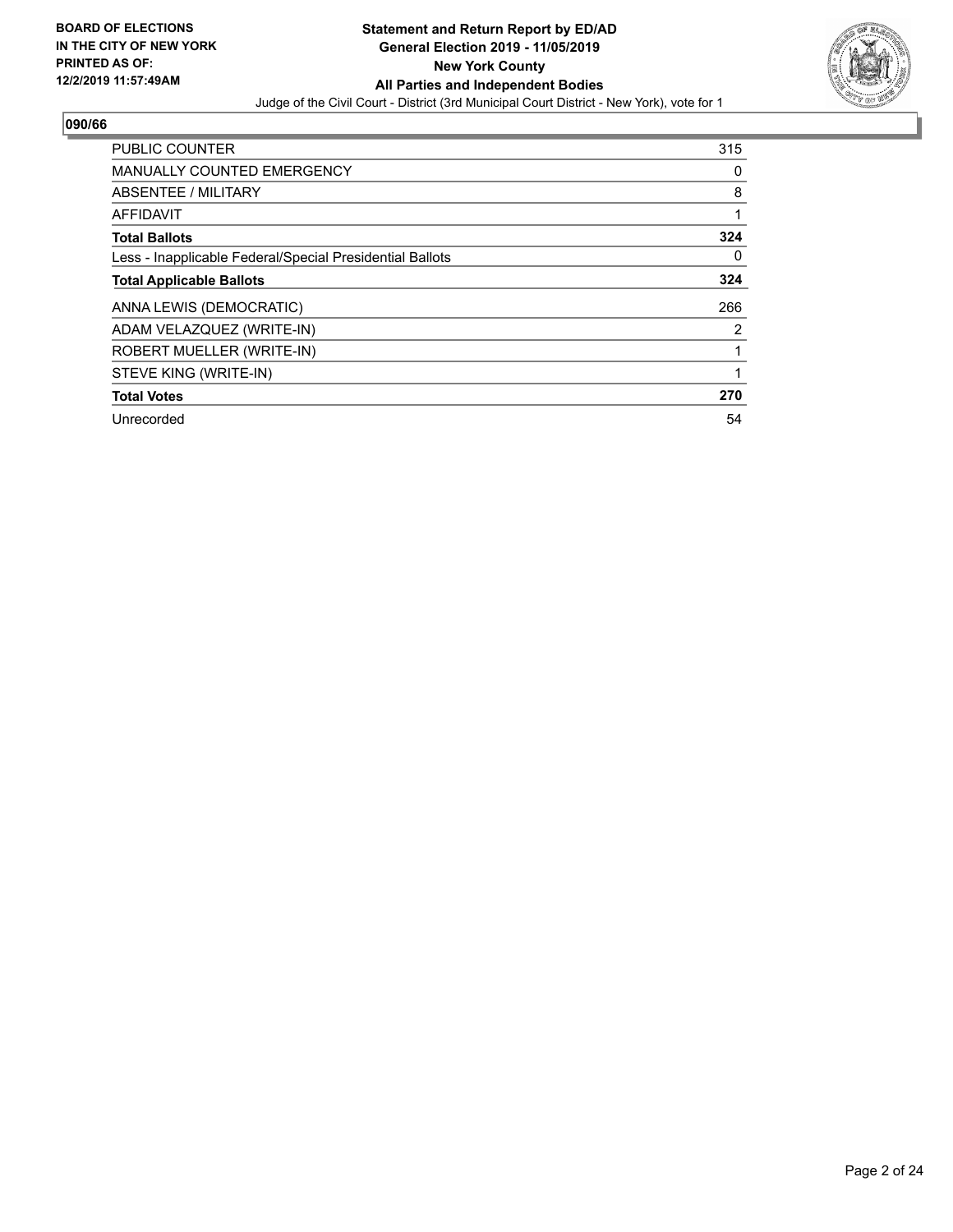**BOARD OF ELECTIONS IN THE CITY OF NEW YORK PRINTED AS OF: 12/2/2019 11:57:49AM**

**Statement and Return Report by ED/AD**
**General Election 2019 - 11/05/2019**
**New York County**
**All Parties and Independent Bodies**
Judge of the Civil Court - District (3rd Municipal Court District - New York), vote for 1

## 090/66

| | |
|---|---|
| PUBLIC COUNTER | 315 |
| MANUALLY COUNTED EMERGENCY | 0 |
| ABSENTEE / MILITARY | 8 |
| AFFIDAVIT | 1 |
| **Total Ballots** | **324** |
| Less - Inapplicable Federal/Special Presidential Ballots | 0 |
| **Total Applicable Ballots** | **324** |
| ANNA LEWIS (DEMOCRATIC) | 266 |
| ADAM VELAZQUEZ (WRITE-IN) | 2 |
| ROBERT MUELLER (WRITE-IN) | 1 |
| STEVE KING (WRITE-IN) | 1 |
| **Total Votes** | **270** |
| Unrecorded | 54 |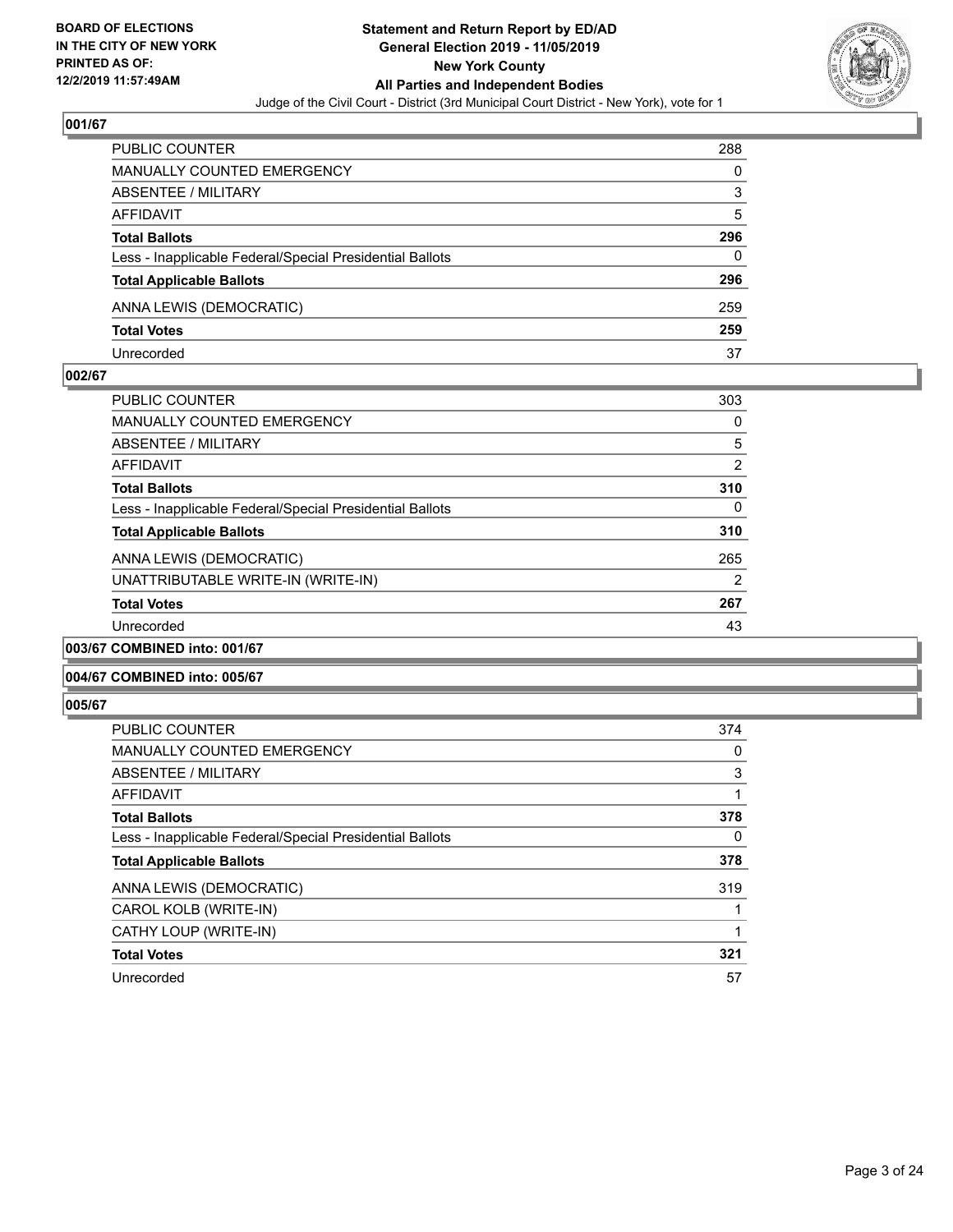## 001/67

| | |
|---|---|
| PUBLIC COUNTER | 288 |
| MANUALLY COUNTED EMERGENCY | 0 |
| ABSENTEE / MILITARY | 3 |
| AFFIDAVIT | 5 |
| **Total Ballots** | **296** |
| Less - Inapplicable Federal/Special Presidential Ballots | 0 |
| **Total Applicable Ballots** | **296** |
| ANNA LEWIS (DEMOCRATIC) | 259 |
| **Total Votes** | **259** |
| Unrecorded | 37 |

## 002/67

| | |
|---|---|
| PUBLIC COUNTER | 303 |
| MANUALLY COUNTED EMERGENCY | 0 |
| ABSENTEE / MILITARY | 5 |
| AFFIDAVIT | 2 |
| **Total Ballots** | **310** |
| Less - Inapplicable Federal/Special Presidential Ballots | 0 |
| **Total Applicable Ballots** | **310** |
| ANNA LEWIS (DEMOCRATIC) | 265 |
| UNATTRIBUTABLE WRITE-IN (WRITE-IN) | 2 |
| **Total Votes** | **267** |
| Unrecorded | 43 |

## 003/67 COMBINED into: 001/67

## 004/67 COMBINED into: 005/67

## 005/67

| | |
|---|---|
| PUBLIC COUNTER | 374 |
| MANUALLY COUNTED EMERGENCY | 0 |
| ABSENTEE / MILITARY | 3 |
| AFFIDAVIT | 1 |
| **Total Ballots** | **378** |
| Less - Inapplicable Federal/Special Presidential Ballots | 0 |
| **Total Applicable Ballots** | **378** |
| ANNA LEWIS (DEMOCRATIC) | 319 |
| CAROL KOLB (WRITE-IN) | 1 |
| CATHY LOUP (WRITE-IN) | 1 |
| **Total Votes** | **321** |
| Unrecorded | 57 |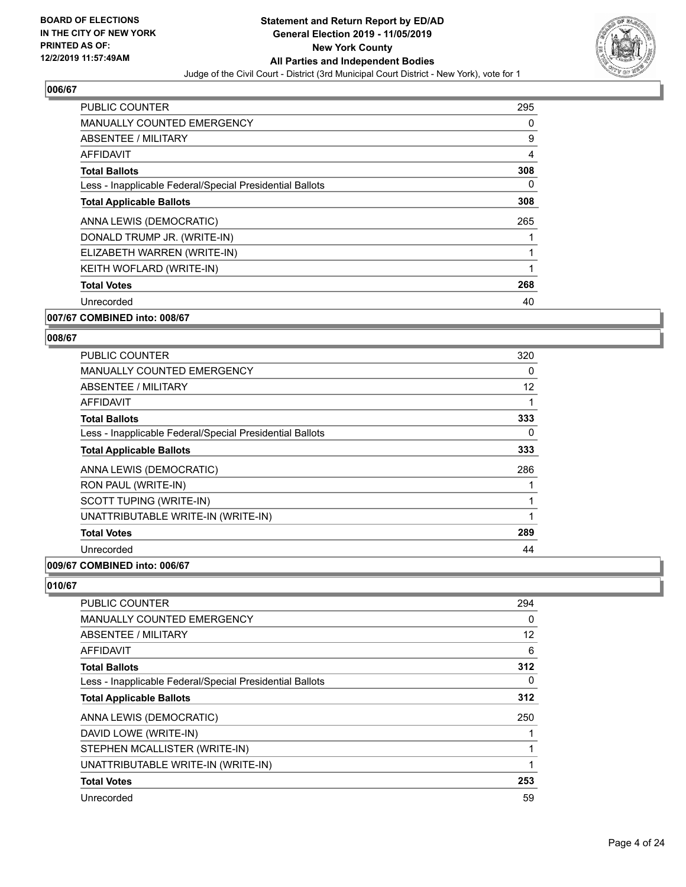## 006/67

| | |
|---|---|
| PUBLIC COUNTER | 295 |
| MANUALLY COUNTED EMERGENCY | 0 |
| ABSENTEE / MILITARY | 9 |
| AFFIDAVIT | 4 |
| **Total Ballots** | **308** |
| Less - Inapplicable Federal/Special Presidential Ballots | 0 |
| **Total Applicable Ballots** | **308** |
| ANNA LEWIS (DEMOCRATIC) | 265 |
| DONALD TRUMP JR. (WRITE-IN) | 1 |
| ELIZABETH WARREN (WRITE-IN) | 1 |
| KEITH WOFLARD (WRITE-IN) | 1 |
| **Total Votes** | **268** |
| Unrecorded | 40 |

## 007/67 COMBINED into: 008/67

## 008/67

| | |
|---|---|
| PUBLIC COUNTER | 320 |
| MANUALLY COUNTED EMERGENCY | 0 |
| ABSENTEE / MILITARY | 12 |
| AFFIDAVIT | 1 |
| **Total Ballots** | **333** |
| Less - Inapplicable Federal/Special Presidential Ballots | 0 |
| **Total Applicable Ballots** | **333** |
| ANNA LEWIS (DEMOCRATIC) | 286 |
| RON PAUL (WRITE-IN) | 1 |
| SCOTT TUPING (WRITE-IN) | 1 |
| UNATTRIBUTABLE WRITE-IN (WRITE-IN) | 1 |
| **Total Votes** | **289** |
| Unrecorded | 44 |

## 009/67 COMBINED into: 006/67

## 010/67

| | |
|---|---|
| PUBLIC COUNTER | 294 |
| MANUALLY COUNTED EMERGENCY | 0 |
| ABSENTEE / MILITARY | 12 |
| AFFIDAVIT | 6 |
| **Total Ballots** | **312** |
| Less - Inapplicable Federal/Special Presidential Ballots | 0 |
| **Total Applicable Ballots** | **312** |
| ANNA LEWIS (DEMOCRATIC) | 250 |
| DAVID LOWE (WRITE-IN) | 1 |
| STEPHEN MCALLISTER (WRITE-IN) | 1 |
| UNATTRIBUTABLE WRITE-IN (WRITE-IN) | 1 |
| **Total Votes** | **253** |
| Unrecorded | 59 |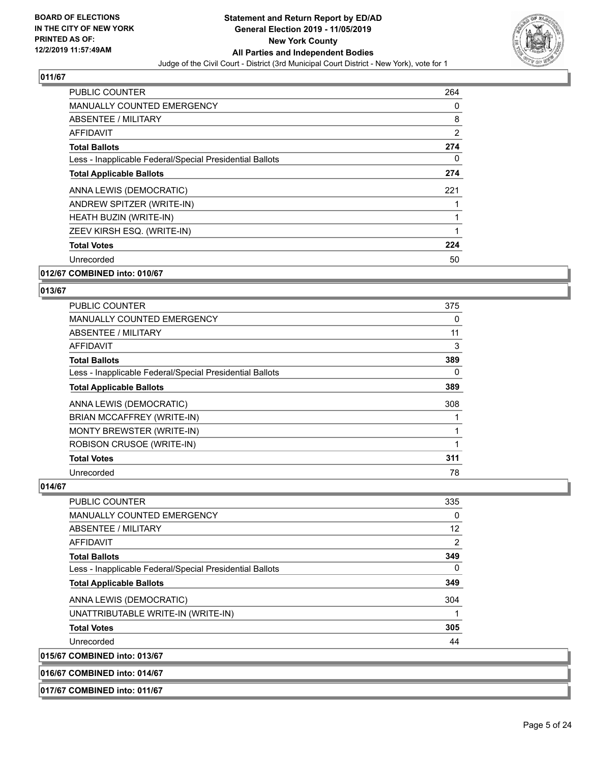**BOARD OF ELECTIONS IN THE CITY OF NEW YORK PRINTED AS OF: 12/2/2019 11:57:49AM**

**Statement and Return Report by ED/AD General Election 2019 - 11/05/2019 New York County All Parties and Independent Bodies**

Judge of the Civil Court - District (3rd Municipal Court District - New York), vote for 1

### 011/67

| | |
|---|---|
| PUBLIC COUNTER | 264 |
| MANUALLY COUNTED EMERGENCY | 0 |
| ABSENTEE / MILITARY | 8 |
| AFFIDAVIT | 2 |
| **Total Ballots** | **274** |
| Less - Inapplicable Federal/Special Presidential Ballots | 0 |
| **Total Applicable Ballots** | **274** |
| ANNA LEWIS (DEMOCRATIC) | 221 |
| ANDREW SPITZER (WRITE-IN) | 1 |
| HEATH BUZIN (WRITE-IN) | 1 |
| ZEEV KIRSH ESQ. (WRITE-IN) | 1 |
| **Total Votes** | **224** |
| Unrecorded | 50 |

### 012/67 COMBINED into: 010/67

### 013/67

| | |
|---|---|
| PUBLIC COUNTER | 375 |
| MANUALLY COUNTED EMERGENCY | 0 |
| ABSENTEE / MILITARY | 11 |
| AFFIDAVIT | 3 |
| **Total Ballots** | **389** |
| Less - Inapplicable Federal/Special Presidential Ballots | 0 |
| **Total Applicable Ballots** | **389** |
| ANNA LEWIS (DEMOCRATIC) | 308 |
| BRIAN MCCAFFREY (WRITE-IN) | 1 |
| MONTY BREWSTER (WRITE-IN) | 1 |
| ROBISON CRUSOE (WRITE-IN) | 1 |
| **Total Votes** | **311** |
| Unrecorded | 78 |

### 014/67

| | |
|---|---|
| PUBLIC COUNTER | 335 |
| MANUALLY COUNTED EMERGENCY | 0 |
| ABSENTEE / MILITARY | 12 |
| AFFIDAVIT | 2 |
| **Total Ballots** | **349** |
| Less - Inapplicable Federal/Special Presidential Ballots | 0 |
| **Total Applicable Ballots** | **349** |
| ANNA LEWIS (DEMOCRATIC) | 304 |
| UNATTRIBUTABLE WRITE-IN (WRITE-IN) | 1 |
| **Total Votes** | **305** |
| Unrecorded | 44 |

### 015/67 COMBINED into: 013/67

### 016/67 COMBINED into: 014/67

### 017/67 COMBINED into: 011/67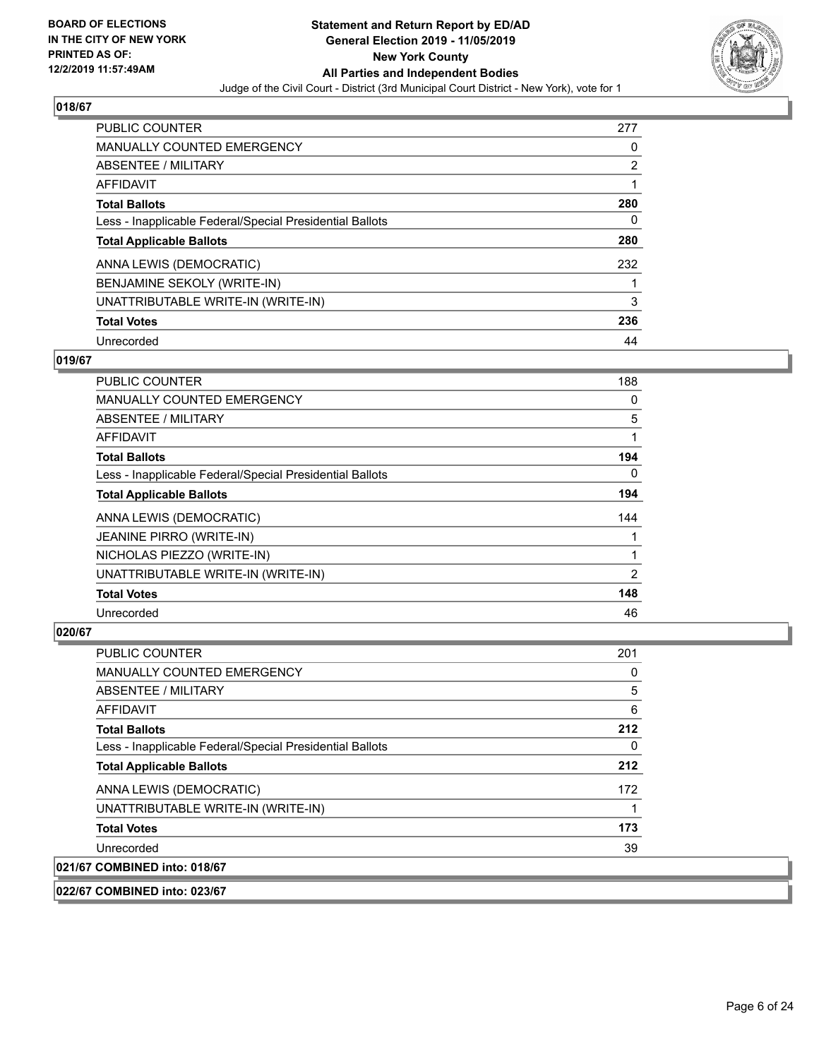## 018/67

| | |
|---|---|
| PUBLIC COUNTER | 277 |
| MANUALLY COUNTED EMERGENCY | 0 |
| ABSENTEE / MILITARY | 2 |
| AFFIDAVIT | 1 |
| **Total Ballots** | **280** |
| Less - Inapplicable Federal/Special Presidential Ballots | 0 |
| **Total Applicable Ballots** | **280** |
| ANNA LEWIS (DEMOCRATIC) | 232 |
| BENJAMINE SEKOLY (WRITE-IN) | 1 |
| UNATTRIBUTABLE WRITE-IN (WRITE-IN) | 3 |
| **Total Votes** | **236** |
| Unrecorded | 44 |

## 019/67

| | |
|---|---|
| PUBLIC COUNTER | 188 |
| MANUALLY COUNTED EMERGENCY | 0 |
| ABSENTEE / MILITARY | 5 |
| AFFIDAVIT | 1 |
| **Total Ballots** | **194** |
| Less - Inapplicable Federal/Special Presidential Ballots | 0 |
| **Total Applicable Ballots** | **194** |
| ANNA LEWIS (DEMOCRATIC) | 144 |
| JEANINE PIRRO (WRITE-IN) | 1 |
| NICHOLAS PIEZZO (WRITE-IN) | 1 |
| UNATTRIBUTABLE WRITE-IN (WRITE-IN) | 2 |
| **Total Votes** | **148** |
| Unrecorded | 46 |

## 020/67

| | |
|---|---|
| PUBLIC COUNTER | 201 |
| MANUALLY COUNTED EMERGENCY | 0 |
| ABSENTEE / MILITARY | 5 |
| AFFIDAVIT | 6 |
| **Total Ballots** | **212** |
| Less - Inapplicable Federal/Special Presidential Ballots | 0 |
| **Total Applicable Ballots** | **212** |
| ANNA LEWIS (DEMOCRATIC) | 172 |
| UNATTRIBUTABLE WRITE-IN (WRITE-IN) | 1 |
| **Total Votes** | **173** |
| Unrecorded | 39 |

## 021/67 COMBINED into: 018/67

## 022/67 COMBINED into: 023/67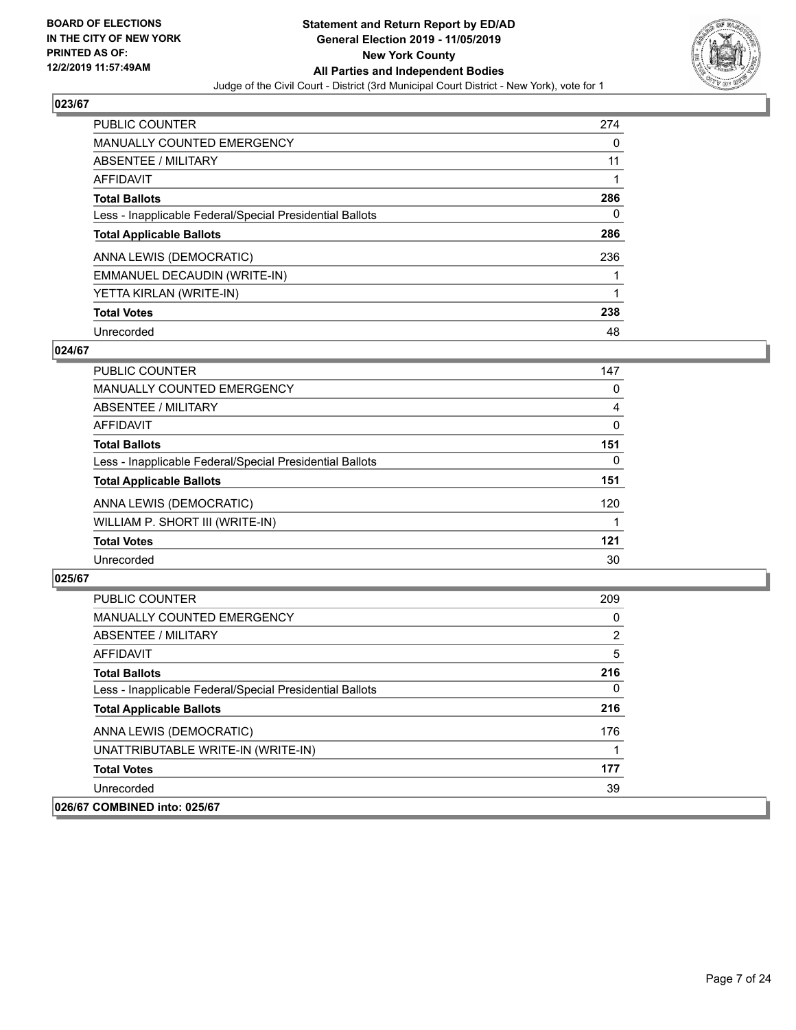## 023/67

| | |
|---|---|
| PUBLIC COUNTER | 274 |
| MANUALLY COUNTED EMERGENCY | 0 |
| ABSENTEE / MILITARY | 11 |
| AFFIDAVIT | 1 |
| **Total Ballots** | **286** |
| Less - Inapplicable Federal/Special Presidential Ballots | 0 |
| **Total Applicable Ballots** | **286** |
| ANNA LEWIS (DEMOCRATIC) | 236 |
| EMMANUEL DECAUDIN (WRITE-IN) | 1 |
| YETTA KIRLAN (WRITE-IN) | 1 |
| **Total Votes** | **238** |
| Unrecorded | 48 |

## 024/67

| | |
|---|---|
| PUBLIC COUNTER | 147 |
| MANUALLY COUNTED EMERGENCY | 0 |
| ABSENTEE / MILITARY | 4 |
| AFFIDAVIT | 0 |
| **Total Ballots** | **151** |
| Less - Inapplicable Federal/Special Presidential Ballots | 0 |
| **Total Applicable Ballots** | **151** |
| ANNA LEWIS (DEMOCRATIC) | 120 |
| WILLIAM P. SHORT III (WRITE-IN) | 1 |
| **Total Votes** | **121** |
| Unrecorded | 30 |

## 025/67

| | |
|---|---|
| PUBLIC COUNTER | 209 |
| MANUALLY COUNTED EMERGENCY | 0 |
| ABSENTEE / MILITARY | 2 |
| AFFIDAVIT | 5 |
| **Total Ballots** | **216** |
| Less - Inapplicable Federal/Special Presidential Ballots | 0 |
| **Total Applicable Ballots** | **216** |
| ANNA LEWIS (DEMOCRATIC) | 176 |
| UNATTRIBUTABLE WRITE-IN (WRITE-IN) | 1 |
| **Total Votes** | **177** |
| Unrecorded | 39 |

## 026/67 COMBINED into: 025/67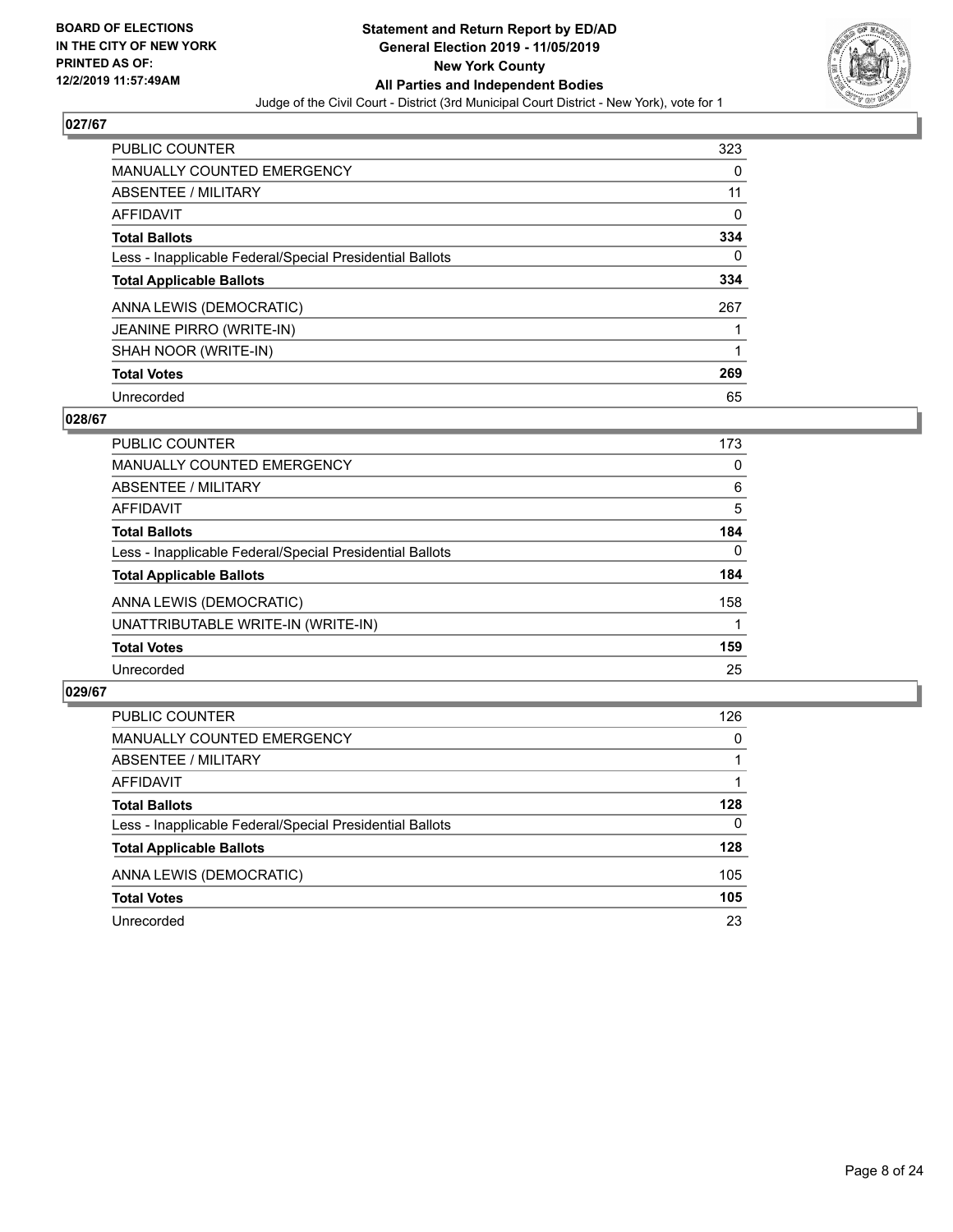**BOARD OF ELECTIONS IN THE CITY OF NEW YORK PRINTED AS OF: 12/2/2019 11:57:49AM**

**Statement and Return Report by ED/AD General Election 2019 - 11/05/2019 New York County All Parties and Independent Bodies**

Judge of the Civil Court - District (3rd Municipal Court District - New York), vote for 1

## 027/67

| | |
|---|---|
| PUBLIC COUNTER | 323 |
| MANUALLY COUNTED EMERGENCY | 0 |
| ABSENTEE / MILITARY | 11 |
| AFFIDAVIT | 0 |
| **Total Ballots** | **334** |
| Less - Inapplicable Federal/Special Presidential Ballots | 0 |
| **Total Applicable Ballots** | **334** |
| ANNA LEWIS (DEMOCRATIC) | 267 |
| JEANINE PIRRO (WRITE-IN) | 1 |
| SHAH NOOR (WRITE-IN) | 1 |
| **Total Votes** | **269** |
| Unrecorded | 65 |

## 028/67

| | |
|---|---|
| PUBLIC COUNTER | 173 |
| MANUALLY COUNTED EMERGENCY | 0 |
| ABSENTEE / MILITARY | 6 |
| AFFIDAVIT | 5 |
| **Total Ballots** | **184** |
| Less - Inapplicable Federal/Special Presidential Ballots | 0 |
| **Total Applicable Ballots** | **184** |
| ANNA LEWIS (DEMOCRATIC) | 158 |
| UNATTRIBUTABLE WRITE-IN (WRITE-IN) | 1 |
| **Total Votes** | **159** |
| Unrecorded | 25 |

## 029/67

| | |
|---|---|
| PUBLIC COUNTER | 126 |
| MANUALLY COUNTED EMERGENCY | 0 |
| ABSENTEE / MILITARY | 1 |
| AFFIDAVIT | 1 |
| **Total Ballots** | **128** |
| Less - Inapplicable Federal/Special Presidential Ballots | 0 |
| **Total Applicable Ballots** | **128** |
| ANNA LEWIS (DEMOCRATIC) | 105 |
| **Total Votes** | **105** |
| Unrecorded | 23 |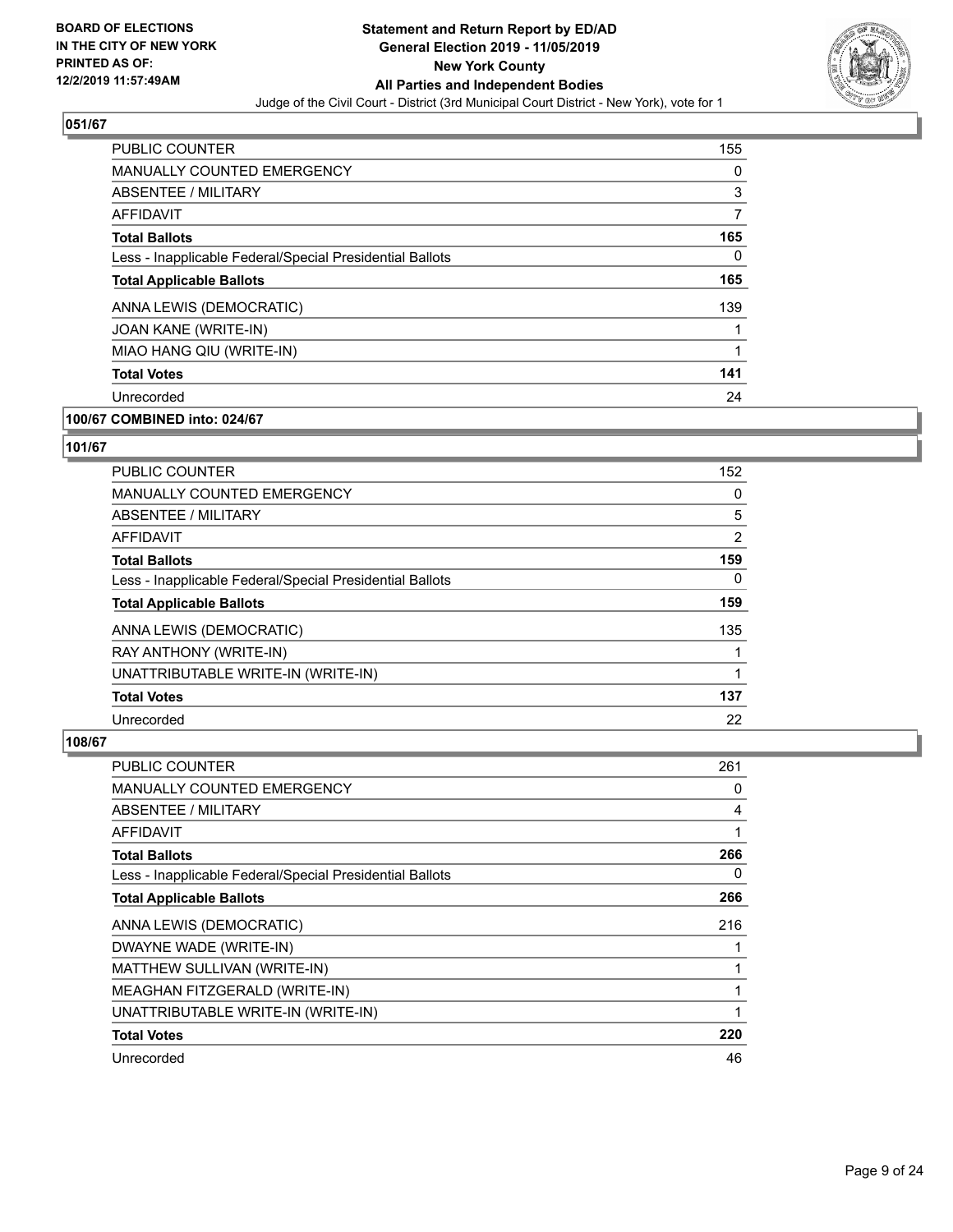**BOARD OF ELECTIONS IN THE CITY OF NEW YORK PRINTED AS OF: 12/2/2019 11:57:49AM**

**Statement and Return Report by ED/AD General Election 2019 - 11/05/2019 New York County All Parties and Independent Bodies**

Judge of the Civil Court - District (3rd Municipal Court District - New York), vote for 1

### 051/67

| | |
|---|---|
| PUBLIC COUNTER | 155 |
| MANUALLY COUNTED EMERGENCY | 0 |
| ABSENTEE / MILITARY | 3 |
| AFFIDAVIT | 7 |
| **Total Ballots** | **165** |
| Less - Inapplicable Federal/Special Presidential Ballots | 0 |
| **Total Applicable Ballots** | **165** |
| ANNA LEWIS (DEMOCRATIC) | 139 |
| JOAN KANE (WRITE-IN) | 1 |
| MIAO HANG QIU (WRITE-IN) | 1 |
| **Total Votes** | **141** |
| Unrecorded | 24 |

### 100/67 COMBINED into: 024/67

### 101/67

| | |
|---|---|
| PUBLIC COUNTER | 152 |
| MANUALLY COUNTED EMERGENCY | 0 |
| ABSENTEE / MILITARY | 5 |
| AFFIDAVIT | 2 |
| **Total Ballots** | **159** |
| Less - Inapplicable Federal/Special Presidential Ballots | 0 |
| **Total Applicable Ballots** | **159** |
| ANNA LEWIS (DEMOCRATIC) | 135 |
| RAY ANTHONY (WRITE-IN) | 1 |
| UNATTRIBUTABLE WRITE-IN (WRITE-IN) | 1 |
| **Total Votes** | **137** |
| Unrecorded | 22 |

### 108/67

| | |
|---|---|
| PUBLIC COUNTER | 261 |
| MANUALLY COUNTED EMERGENCY | 0 |
| ABSENTEE / MILITARY | 4 |
| AFFIDAVIT | 1 |
| **Total Ballots** | **266** |
| Less - Inapplicable Federal/Special Presidential Ballots | 0 |
| **Total Applicable Ballots** | **266** |
| ANNA LEWIS (DEMOCRATIC) | 216 |
| DWAYNE WADE (WRITE-IN) | 1 |
| MATTHEW SULLIVAN (WRITE-IN) | 1 |
| MEAGHAN FITZGERALD (WRITE-IN) | 1 |
| UNATTRIBUTABLE WRITE-IN (WRITE-IN) | 1 |
| **Total Votes** | **220** |
| Unrecorded | 46 |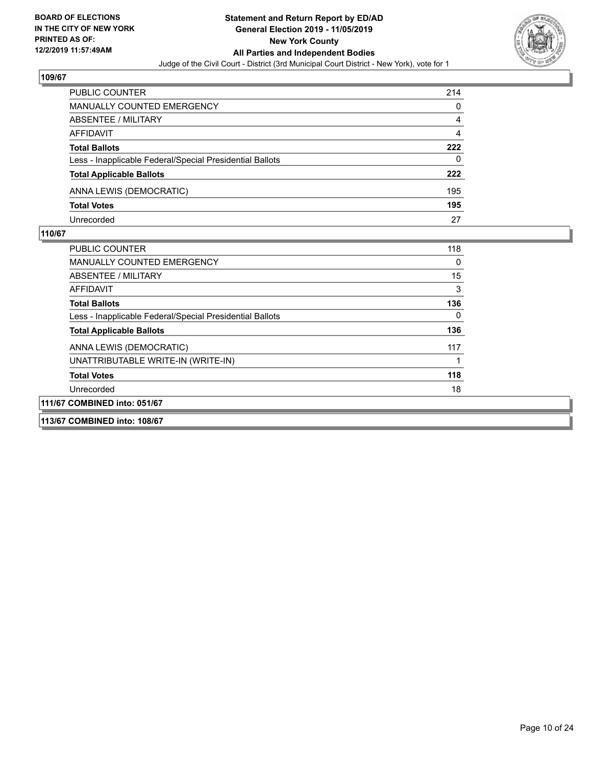**BOARD OF ELECTIONS IN THE CITY OF NEW YORK PRINTED AS OF: 12/2/2019 11:57:49AM**

# Statement and Return Report by ED/AD
## General Election 2019 - 11/05/2019
## New York County
## All Parties and Independent Bodies
Judge of the Civil Court - District (3rd Municipal Court District - New York), vote for 1

### 109/67

| | |
|---|---|
| PUBLIC COUNTER | 214 |
| MANUALLY COUNTED EMERGENCY | 0 |
| ABSENTEE / MILITARY | 4 |
| AFFIDAVIT | 4 |
| **Total Ballots** | **222** |
| Less - Inapplicable Federal/Special Presidential Ballots | 0 |
| **Total Applicable Ballots** | **222** |
| ANNA LEWIS (DEMOCRATIC) | 195 |
| **Total Votes** | **195** |
| Unrecorded | 27 |

### 110/67

| | |
|---|---|
| PUBLIC COUNTER | 118 |
| MANUALLY COUNTED EMERGENCY | 0 |
| ABSENTEE / MILITARY | 15 |
| AFFIDAVIT | 3 |
| **Total Ballots** | **136** |
| Less - Inapplicable Federal/Special Presidential Ballots | 0 |
| **Total Applicable Ballots** | **136** |
| ANNA LEWIS (DEMOCRATIC) | 117 |
| UNATTRIBUTABLE WRITE-IN (WRITE-IN) | 1 |
| **Total Votes** | **118** |
| Unrecorded | 18 |

### 111/67 COMBINED into: 051/67

### 113/67 COMBINED into: 108/67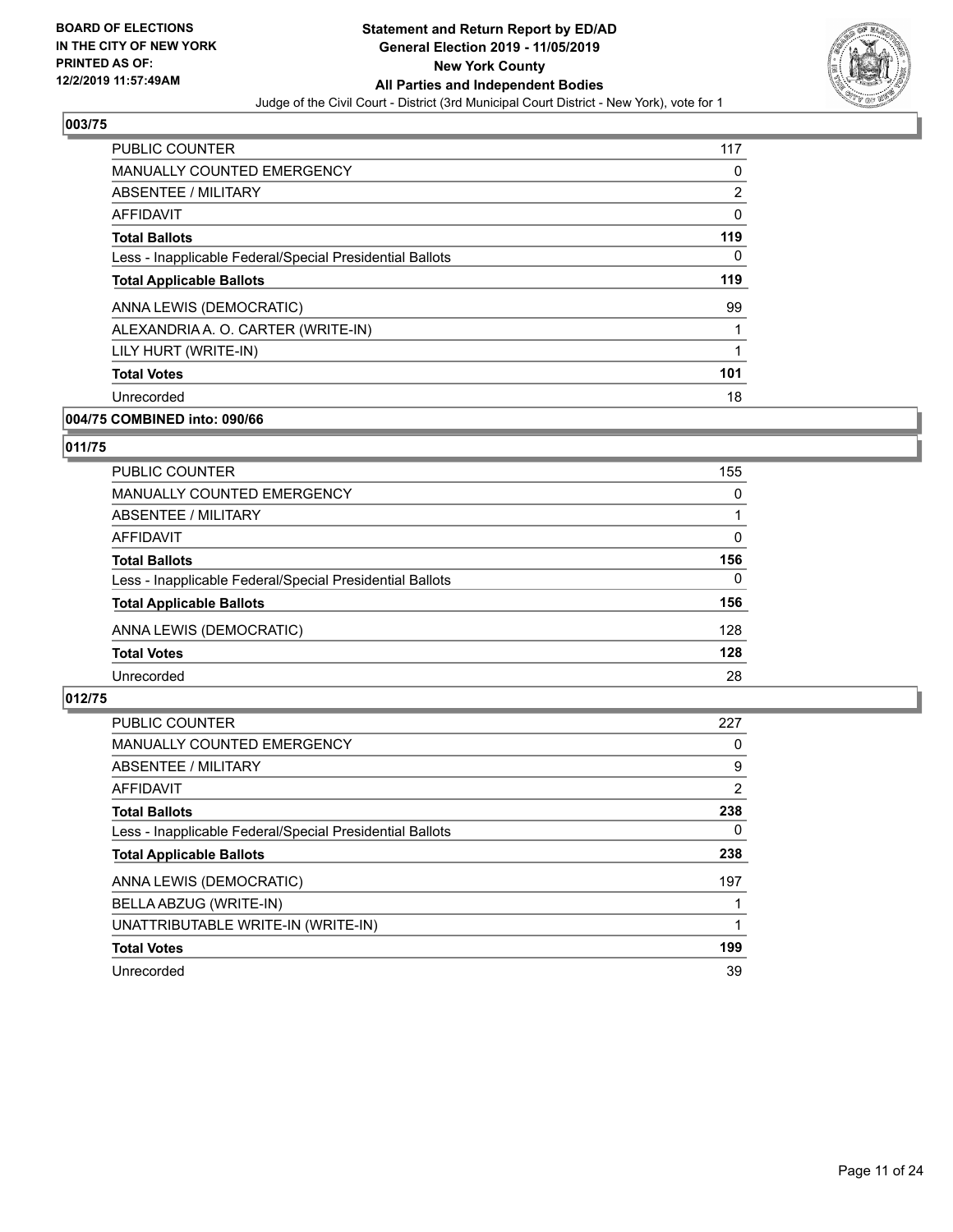**BOARD OF ELECTIONS IN THE CITY OF NEW YORK PRINTED AS OF: 12/2/2019 11:57:49AM**

# Statement and Return Report by ED/AD
## General Election 2019 - 11/05/2019
## New York County
## All Parties and Independent Bodies
Judge of the Civil Court - District (3rd Municipal Court District - New York), vote for 1

### 003/75

| | |
|---|---|
| PUBLIC COUNTER | 117 |
| MANUALLY COUNTED EMERGENCY | 0 |
| ABSENTEE / MILITARY | 2 |
| AFFIDAVIT | 0 |
| **Total Ballots** | **119** |
| Less - Inapplicable Federal/Special Presidential Ballots | 0 |
| **Total Applicable Ballots** | **119** |
| ANNA LEWIS (DEMOCRATIC) | 99 |
| ALEXANDRIA A. O. CARTER (WRITE-IN) | 1 |
| LILY HURT (WRITE-IN) | 1 |
| **Total Votes** | **101** |
| Unrecorded | 18 |

### 004/75 COMBINED into: 090/66

### 011/75

| | |
|---|---|
| PUBLIC COUNTER | 155 |
| MANUALLY COUNTED EMERGENCY | 0 |
| ABSENTEE / MILITARY | 1 |
| AFFIDAVIT | 0 |
| **Total Ballots** | **156** |
| Less - Inapplicable Federal/Special Presidential Ballots | 0 |
| **Total Applicable Ballots** | **156** |
| ANNA LEWIS (DEMOCRATIC) | 128 |
| **Total Votes** | **128** |
| Unrecorded | 28 |

### 012/75

| | |
|---|---|
| PUBLIC COUNTER | 227 |
| MANUALLY COUNTED EMERGENCY | 0 |
| ABSENTEE / MILITARY | 9 |
| AFFIDAVIT | 2 |
| **Total Ballots** | **238** |
| Less - Inapplicable Federal/Special Presidential Ballots | 0 |
| **Total Applicable Ballots** | **238** |
| ANNA LEWIS (DEMOCRATIC) | 197 |
| BELLA ABZUG (WRITE-IN) | 1 |
| UNATTRIBUTABLE WRITE-IN (WRITE-IN) | 1 |
| **Total Votes** | **199** |
| Unrecorded | 39 |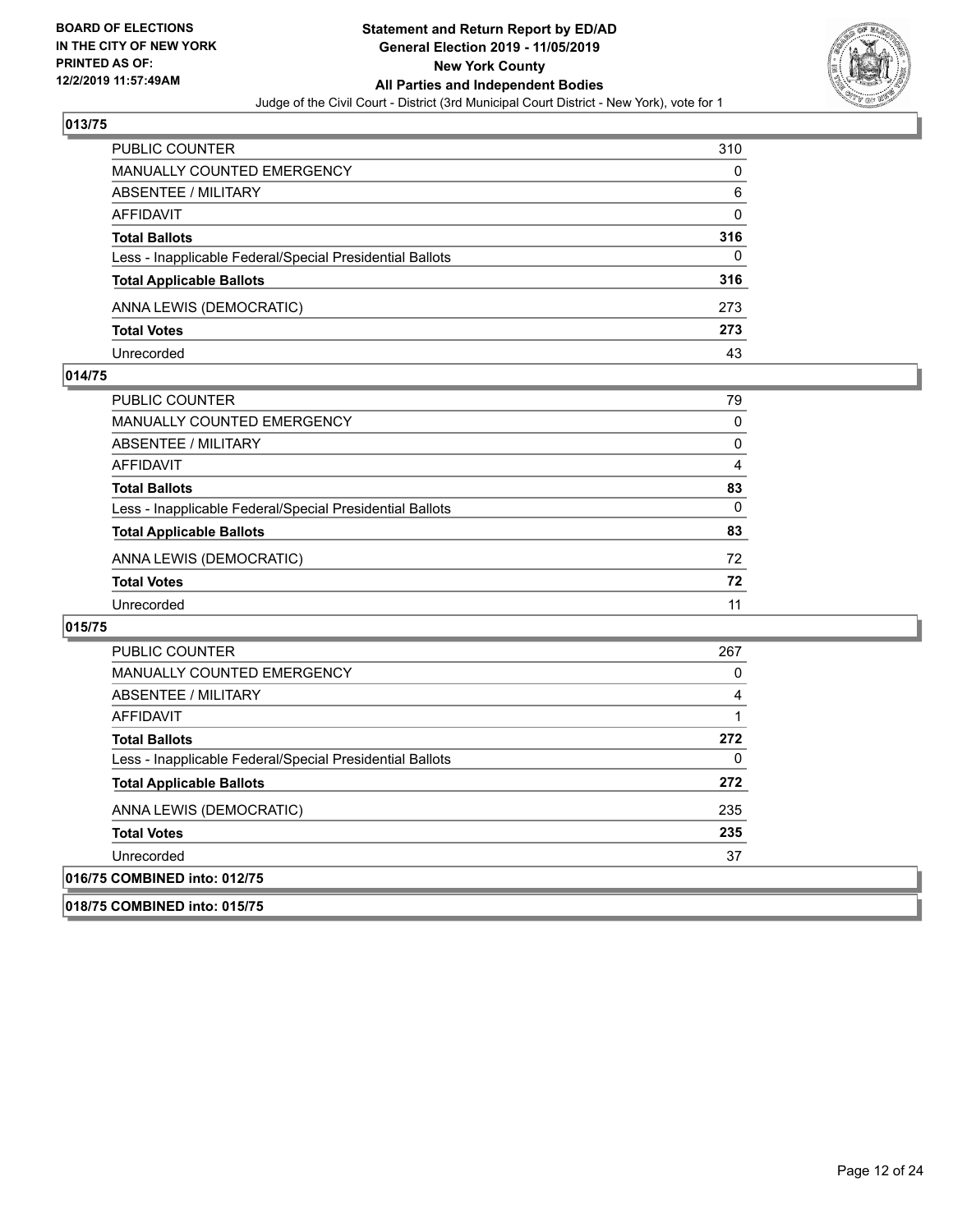**BOARD OF ELECTIONS IN THE CITY OF NEW YORK PRINTED AS OF: 12/2/2019 11:57:49AM**

# Statement and Return Report by ED/AD
## General Election 2019 - 11/05/2019
## New York County
## All Parties and Independent Bodies
Judge of the Civil Court - District (3rd Municipal Court District - New York), vote for 1

### 013/75

| | |
|---|---|
| PUBLIC COUNTER | 310 |
| MANUALLY COUNTED EMERGENCY | 0 |
| ABSENTEE / MILITARY | 6 |
| AFFIDAVIT | 0 |
| **Total Ballots** | **316** |
| Less - Inapplicable Federal/Special Presidential Ballots | 0 |
| **Total Applicable Ballots** | **316** |
| ANNA LEWIS (DEMOCRATIC) | 273 |
| **Total Votes** | **273** |
| Unrecorded | 43 |

### 014/75

| | |
|---|---|
| PUBLIC COUNTER | 79 |
| MANUALLY COUNTED EMERGENCY | 0 |
| ABSENTEE / MILITARY | 0 |
| AFFIDAVIT | 4 |
| **Total Ballots** | **83** |
| Less - Inapplicable Federal/Special Presidential Ballots | 0 |
| **Total Applicable Ballots** | **83** |
| ANNA LEWIS (DEMOCRATIC) | 72 |
| **Total Votes** | **72** |
| Unrecorded | 11 |

### 015/75

| | |
|---|---|
| PUBLIC COUNTER | 267 |
| MANUALLY COUNTED EMERGENCY | 0 |
| ABSENTEE / MILITARY | 4 |
| AFFIDAVIT | 1 |
| **Total Ballots** | **272** |
| Less - Inapplicable Federal/Special Presidential Ballots | 0 |
| **Total Applicable Ballots** | **272** |
| ANNA LEWIS (DEMOCRATIC) | 235 |
| **Total Votes** | **235** |
| Unrecorded | 37 |

### 016/75 COMBINED into: 012/75

### 018/75 COMBINED into: 015/75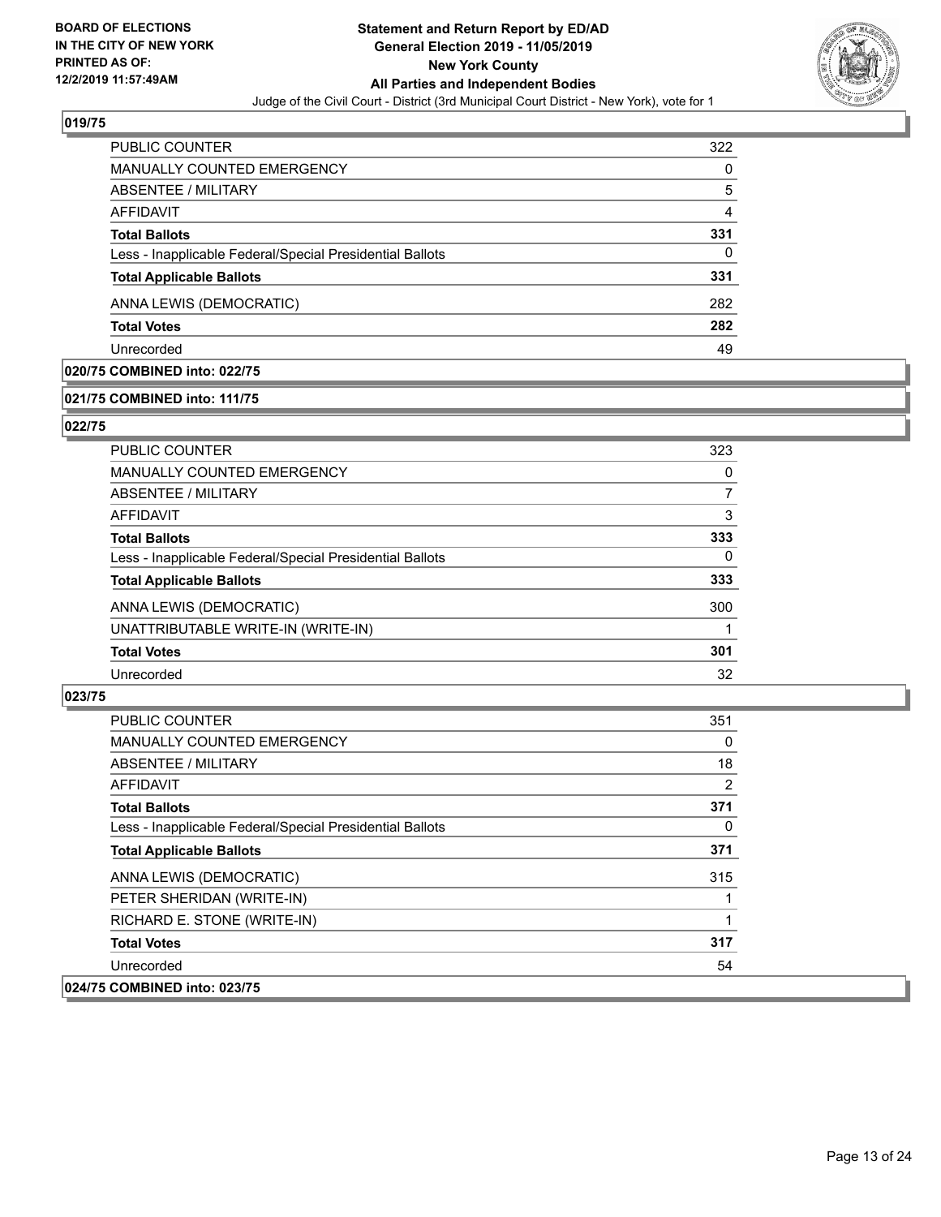## 019/75

| | |
|---|---|
| PUBLIC COUNTER | 322 |
| MANUALLY COUNTED EMERGENCY | 0 |
| ABSENTEE / MILITARY | 5 |
| AFFIDAVIT | 4 |
| **Total Ballots** | **331** |
| Less - Inapplicable Federal/Special Presidential Ballots | 0 |
| **Total Applicable Ballots** | **331** |
| ANNA LEWIS (DEMOCRATIC) | 282 |
| **Total Votes** | **282** |
| Unrecorded | 49 |

## 020/75 COMBINED into: 022/75

## 021/75 COMBINED into: 111/75

## 022/75

| | |
|---|---|
| PUBLIC COUNTER | 323 |
| MANUALLY COUNTED EMERGENCY | 0 |
| ABSENTEE / MILITARY | 7 |
| AFFIDAVIT | 3 |
| **Total Ballots** | **333** |
| Less - Inapplicable Federal/Special Presidential Ballots | 0 |
| **Total Applicable Ballots** | **333** |
| ANNA LEWIS (DEMOCRATIC) | 300 |
| UNATTRIBUTABLE WRITE-IN (WRITE-IN) | 1 |
| **Total Votes** | **301** |
| Unrecorded | 32 |

## 023/75

| | |
|---|---|
| PUBLIC COUNTER | 351 |
| MANUALLY COUNTED EMERGENCY | 0 |
| ABSENTEE / MILITARY | 18 |
| AFFIDAVIT | 2 |
| **Total Ballots** | **371** |
| Less - Inapplicable Federal/Special Presidential Ballots | 0 |
| **Total Applicable Ballots** | **371** |
| ANNA LEWIS (DEMOCRATIC) | 315 |
| PETER SHERIDAN (WRITE-IN) | 1 |
| RICHARD E. STONE (WRITE-IN) | 1 |
| **Total Votes** | **317** |
| Unrecorded | 54 |

## 024/75 COMBINED into: 023/75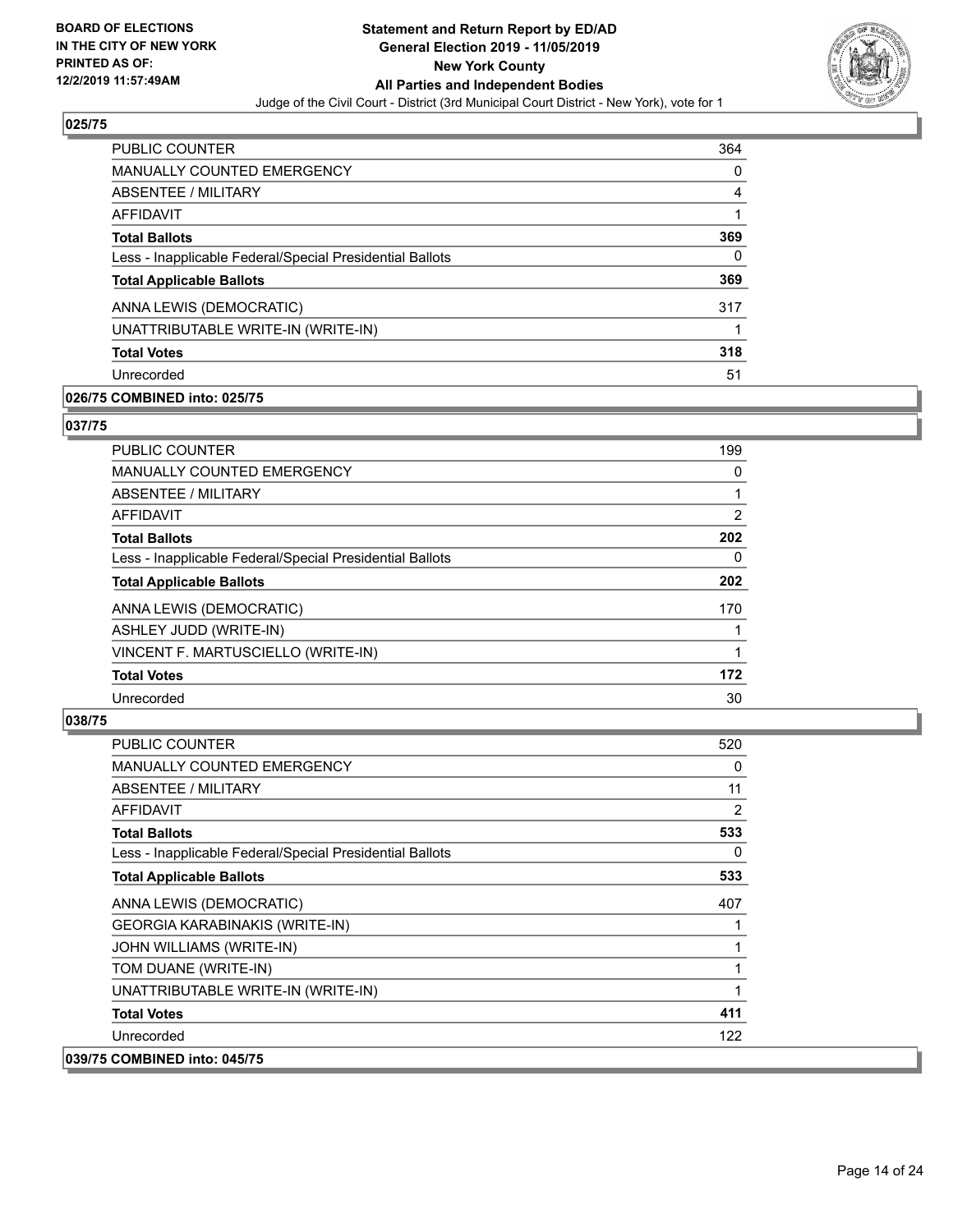## 025/75

| | |
|---|---|
| PUBLIC COUNTER | 364 |
| MANUALLY COUNTED EMERGENCY | 0 |
| ABSENTEE / MILITARY | 4 |
| AFFIDAVIT | 1 |
| **Total Ballots** | **369** |
| Less - Inapplicable Federal/Special Presidential Ballots | 0 |
| **Total Applicable Ballots** | **369** |
| ANNA LEWIS (DEMOCRATIC) | 317 |
| UNATTRIBUTABLE WRITE-IN (WRITE-IN) | 1 |
| **Total Votes** | **318** |
| Unrecorded | 51 |

## 026/75 COMBINED into: 025/75

## 037/75

| | |
|---|---|
| PUBLIC COUNTER | 199 |
| MANUALLY COUNTED EMERGENCY | 0 |
| ABSENTEE / MILITARY | 1 |
| AFFIDAVIT | 2 |
| **Total Ballots** | **202** |
| Less - Inapplicable Federal/Special Presidential Ballots | 0 |
| **Total Applicable Ballots** | **202** |
| ANNA LEWIS (DEMOCRATIC) | 170 |
| ASHLEY JUDD (WRITE-IN) | 1 |
| VINCENT F. MARTUSCIELLO (WRITE-IN) | 1 |
| **Total Votes** | **172** |
| Unrecorded | 30 |

## 038/75

| | |
|---|---|
| PUBLIC COUNTER | 520 |
| MANUALLY COUNTED EMERGENCY | 0 |
| ABSENTEE / MILITARY | 11 |
| AFFIDAVIT | 2 |
| **Total Ballots** | **533** |
| Less - Inapplicable Federal/Special Presidential Ballots | 0 |
| **Total Applicable Ballots** | **533** |
| ANNA LEWIS (DEMOCRATIC) | 407 |
| GEORGIA KARABINAKIS (WRITE-IN) | 1 |
| JOHN WILLIAMS (WRITE-IN) | 1 |
| TOM DUANE (WRITE-IN) | 1 |
| UNATTRIBUTABLE WRITE-IN (WRITE-IN) | 1 |
| **Total Votes** | **411** |
| Unrecorded | 122 |

## 039/75 COMBINED into: 045/75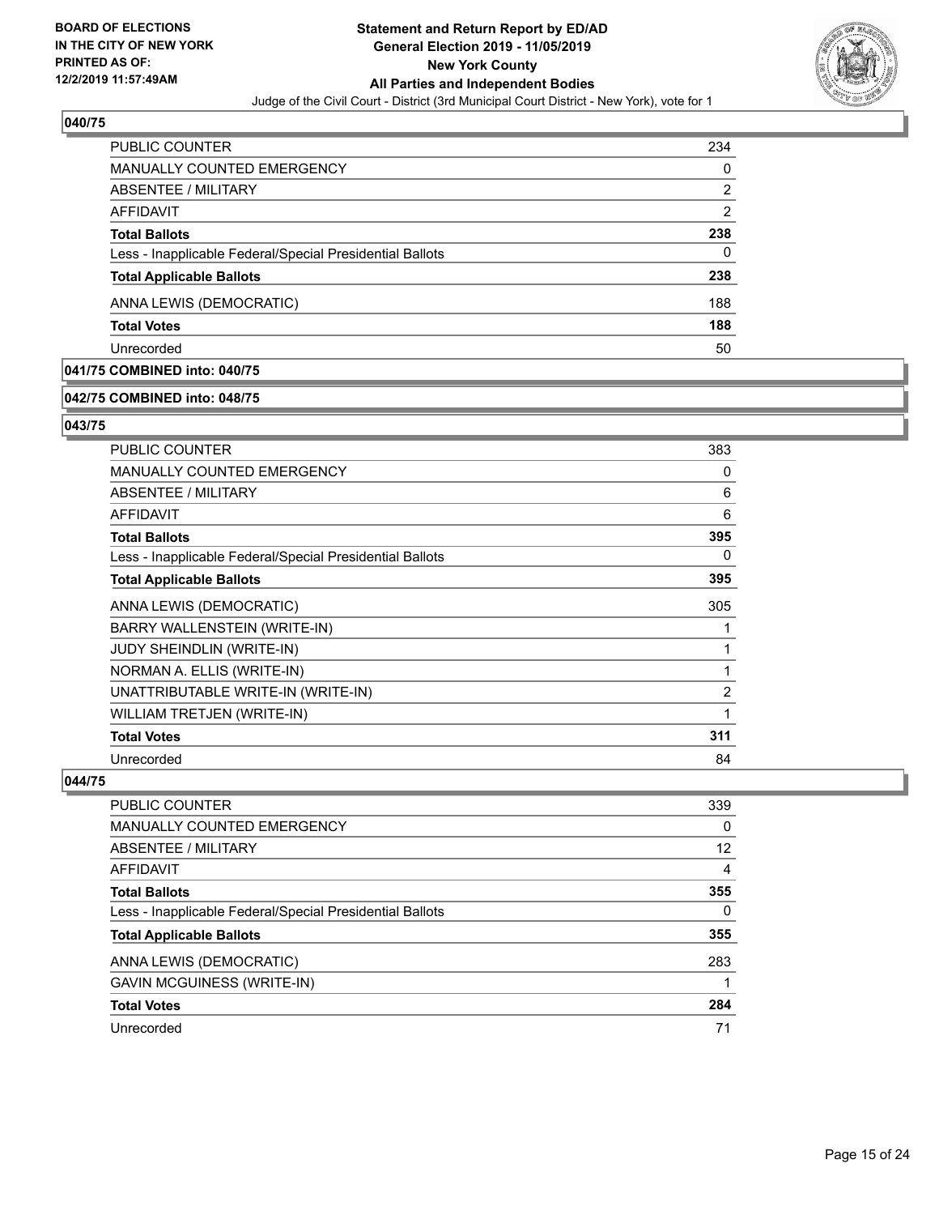## 040/75

| | |
|---|---|
| PUBLIC COUNTER | 234 |
| MANUALLY COUNTED EMERGENCY | 0 |
| ABSENTEE / MILITARY | 2 |
| AFFIDAVIT | 2 |
| **Total Ballots** | **238** |
| Less - Inapplicable Federal/Special Presidential Ballots | 0 |
| **Total Applicable Ballots** | **238** |
| ANNA LEWIS (DEMOCRATIC) | 188 |
| **Total Votes** | **188** |
| Unrecorded | 50 |

## 041/75 COMBINED into: 040/75

## 042/75 COMBINED into: 048/75

## 043/75

| | |
|---|---|
| PUBLIC COUNTER | 383 |
| MANUALLY COUNTED EMERGENCY | 0 |
| ABSENTEE / MILITARY | 6 |
| AFFIDAVIT | 6 |
| **Total Ballots** | **395** |
| Less - Inapplicable Federal/Special Presidential Ballots | 0 |
| **Total Applicable Ballots** | **395** |
| ANNA LEWIS (DEMOCRATIC) | 305 |
| BARRY WALLENSTEIN (WRITE-IN) | 1 |
| JUDY SHEINDLIN (WRITE-IN) | 1 |
| NORMAN A. ELLIS (WRITE-IN) | 1 |
| UNATTRIBUTABLE WRITE-IN (WRITE-IN) | 2 |
| WILLIAM TRETJEN (WRITE-IN) | 1 |
| **Total Votes** | **311** |
| Unrecorded | 84 |

## 044/75

| | |
|---|---|
| PUBLIC COUNTER | 339 |
| MANUALLY COUNTED EMERGENCY | 0 |
| ABSENTEE / MILITARY | 12 |
| AFFIDAVIT | 4 |
| **Total Ballots** | **355** |
| Less - Inapplicable Federal/Special Presidential Ballots | 0 |
| **Total Applicable Ballots** | **355** |
| ANNA LEWIS (DEMOCRATIC) | 283 |
| GAVIN MCGUINESS (WRITE-IN) | 1 |
| **Total Votes** | **284** |
| Unrecorded | 71 |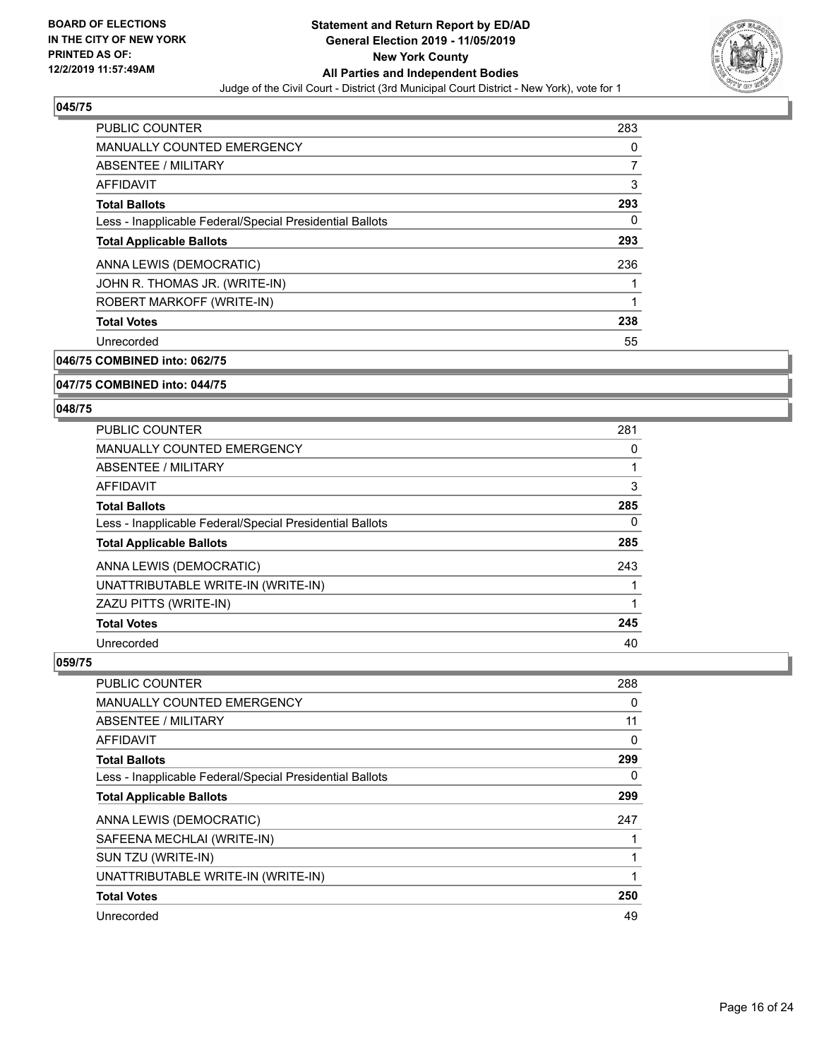### 045/75

| | |
|---|---|
| PUBLIC COUNTER | 283 |
| MANUALLY COUNTED EMERGENCY | 0 |
| ABSENTEE / MILITARY | 7 |
| AFFIDAVIT | 3 |
| **Total Ballots** | **293** |
| Less - Inapplicable Federal/Special Presidential Ballots | 0 |
| **Total Applicable Ballots** | **293** |
| ANNA LEWIS (DEMOCRATIC) | 236 |
| JOHN R. THOMAS JR. (WRITE-IN) | 1 |
| ROBERT MARKOFF (WRITE-IN) | 1 |
| **Total Votes** | **238** |
| Unrecorded | 55 |

### 046/75 COMBINED into: 062/75

### 047/75 COMBINED into: 044/75

### 048/75

| | |
|---|---|
| PUBLIC COUNTER | 281 |
| MANUALLY COUNTED EMERGENCY | 0 |
| ABSENTEE / MILITARY | 1 |
| AFFIDAVIT | 3 |
| **Total Ballots** | **285** |
| Less - Inapplicable Federal/Special Presidential Ballots | 0 |
| **Total Applicable Ballots** | **285** |
| ANNA LEWIS (DEMOCRATIC) | 243 |
| UNATTRIBUTABLE WRITE-IN (WRITE-IN) | 1 |
| ZAZU PITTS (WRITE-IN) | 1 |
| **Total Votes** | **245** |
| Unrecorded | 40 |

### 059/75

| | |
|---|---|
| PUBLIC COUNTER | 288 |
| MANUALLY COUNTED EMERGENCY | 0 |
| ABSENTEE / MILITARY | 11 |
| AFFIDAVIT | 0 |
| **Total Ballots** | **299** |
| Less - Inapplicable Federal/Special Presidential Ballots | 0 |
| **Total Applicable Ballots** | **299** |
| ANNA LEWIS (DEMOCRATIC) | 247 |
| SAFEENA MECHLAI (WRITE-IN) | 1 |
| SUN TZU (WRITE-IN) | 1 |
| UNATTRIBUTABLE WRITE-IN (WRITE-IN) | 1 |
| **Total Votes** | **250** |
| Unrecorded | 49 |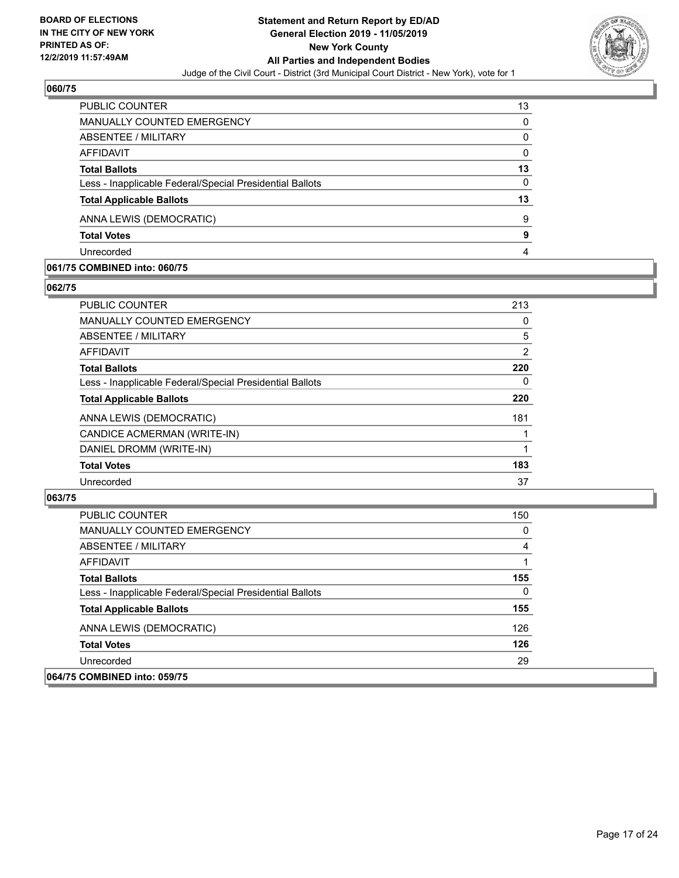**BOARD OF ELECTIONS IN THE CITY OF NEW YORK PRINTED AS OF: 12/2/2019 11:57:49AM**

# Statement and Return Report by ED/AD
## General Election 2019 - 11/05/2019
## New York County
## All Parties and Independent Bodies
Judge of the Civil Court - District (3rd Municipal Court District - New York), vote for 1

### 060/75

| | |
|---|---|
| PUBLIC COUNTER | 13 |
| MANUALLY COUNTED EMERGENCY | 0 |
| ABSENTEE / MILITARY | 0 |
| AFFIDAVIT | 0 |
| **Total Ballots** | **13** |
| Less - Inapplicable Federal/Special Presidential Ballots | 0 |
| **Total Applicable Ballots** | **13** |
| ANNA LEWIS (DEMOCRATIC) | 9 |
| **Total Votes** | **9** |
| Unrecorded | 4 |

### 061/75 COMBINED into: 060/75

### 062/75

| | |
|---|---|
| PUBLIC COUNTER | 213 |
| MANUALLY COUNTED EMERGENCY | 0 |
| ABSENTEE / MILITARY | 5 |
| AFFIDAVIT | 2 |
| **Total Ballots** | **220** |
| Less - Inapplicable Federal/Special Presidential Ballots | 0 |
| **Total Applicable Ballots** | **220** |
| ANNA LEWIS (DEMOCRATIC) | 181 |
| CANDICE ACMERMAN (WRITE-IN) | 1 |
| DANIEL DROMM (WRITE-IN) | 1 |
| **Total Votes** | **183** |
| Unrecorded | 37 |

### 063/75

| | |
|---|---|
| PUBLIC COUNTER | 150 |
| MANUALLY COUNTED EMERGENCY | 0 |
| ABSENTEE / MILITARY | 4 |
| AFFIDAVIT | 1 |
| **Total Ballots** | **155** |
| Less - Inapplicable Federal/Special Presidential Ballots | 0 |
| **Total Applicable Ballots** | **155** |
| ANNA LEWIS (DEMOCRATIC) | 126 |
| **Total Votes** | **126** |
| Unrecorded | 29 |

### 064/75 COMBINED into: 059/75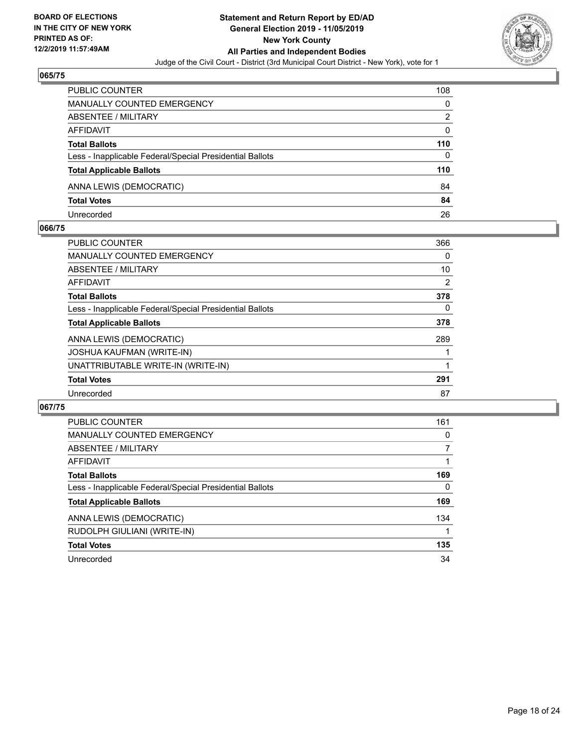**BOARD OF ELECTIONS IN THE CITY OF NEW YORK PRINTED AS OF: 12/2/2019 11:57:49AM**

**Statement and Return Report by ED/AD General Election 2019 - 11/05/2019 New York County All Parties and Independent Bodies**

Judge of the Civil Court - District (3rd Municipal Court District - New York), vote for 1

### 065/75

| | |
|---|---|
| PUBLIC COUNTER | 108 |
| MANUALLY COUNTED EMERGENCY | 0 |
| ABSENTEE / MILITARY | 2 |
| AFFIDAVIT | 0 |
| **Total Ballots** | **110** |
| Less - Inapplicable Federal/Special Presidential Ballots | 0 |
| **Total Applicable Ballots** | **110** |
| ANNA LEWIS (DEMOCRATIC) | 84 |
| **Total Votes** | **84** |
| Unrecorded | 26 |

### 066/75

| | |
|---|---|
| PUBLIC COUNTER | 366 |
| MANUALLY COUNTED EMERGENCY | 0 |
| ABSENTEE / MILITARY | 10 |
| AFFIDAVIT | 2 |
| **Total Ballots** | **378** |
| Less - Inapplicable Federal/Special Presidential Ballots | 0 |
| **Total Applicable Ballots** | **378** |
| ANNA LEWIS (DEMOCRATIC) | 289 |
| JOSHUA KAUFMAN (WRITE-IN) | 1 |
| UNATTRIBUTABLE WRITE-IN (WRITE-IN) | 1 |
| **Total Votes** | **291** |
| Unrecorded | 87 |

### 067/75

| | |
|---|---|
| PUBLIC COUNTER | 161 |
| MANUALLY COUNTED EMERGENCY | 0 |
| ABSENTEE / MILITARY | 7 |
| AFFIDAVIT | 1 |
| **Total Ballots** | **169** |
| Less - Inapplicable Federal/Special Presidential Ballots | 0 |
| **Total Applicable Ballots** | **169** |
| ANNA LEWIS (DEMOCRATIC) | 134 |
| RUDOLPH GIULIANI (WRITE-IN) | 1 |
| **Total Votes** | **135** |
| Unrecorded | 34 |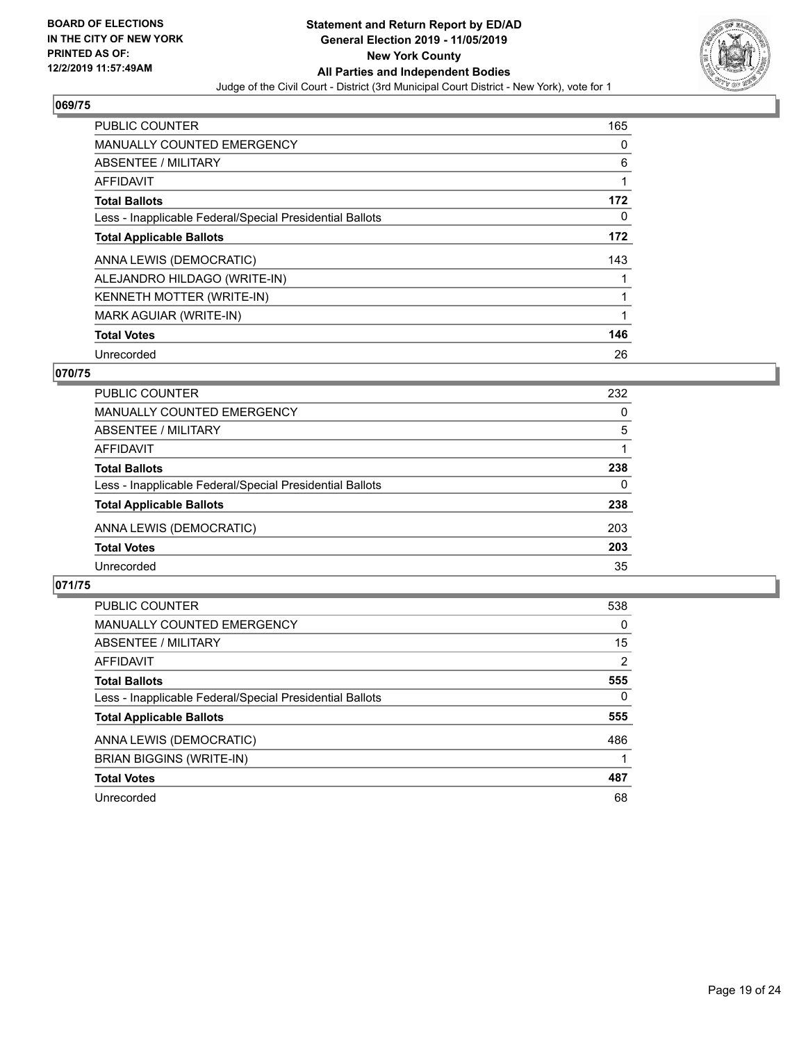## 069/75

| | |
|---|---|
| PUBLIC COUNTER | 165 |
| MANUALLY COUNTED EMERGENCY | 0 |
| ABSENTEE / MILITARY | 6 |
| AFFIDAVIT | 1 |
| **Total Ballots** | **172** |
| Less - Inapplicable Federal/Special Presidential Ballots | 0 |
| **Total Applicable Ballots** | **172** |
| ANNA LEWIS (DEMOCRATIC) | 143 |
| ALEJANDRO HILDAGO (WRITE-IN) | 1 |
| KENNETH MOTTER (WRITE-IN) | 1 |
| MARK AGUIAR (WRITE-IN) | 1 |
| **Total Votes** | **146** |
| Unrecorded | 26 |

## 070/75

| | |
|---|---|
| PUBLIC COUNTER | 232 |
| MANUALLY COUNTED EMERGENCY | 0 |
| ABSENTEE / MILITARY | 5 |
| AFFIDAVIT | 1 |
| **Total Ballots** | **238** |
| Less - Inapplicable Federal/Special Presidential Ballots | 0 |
| **Total Applicable Ballots** | **238** |
| ANNA LEWIS (DEMOCRATIC) | 203 |
| **Total Votes** | **203** |
| Unrecorded | 35 |

## 071/75

| | |
|---|---|
| PUBLIC COUNTER | 538 |
| MANUALLY COUNTED EMERGENCY | 0 |
| ABSENTEE / MILITARY | 15 |
| AFFIDAVIT | 2 |
| **Total Ballots** | **555** |
| Less - Inapplicable Federal/Special Presidential Ballots | 0 |
| **Total Applicable Ballots** | **555** |
| ANNA LEWIS (DEMOCRATIC) | 486 |
| BRIAN BIGGINS (WRITE-IN) | 1 |
| **Total Votes** | **487** |
| Unrecorded | 68 |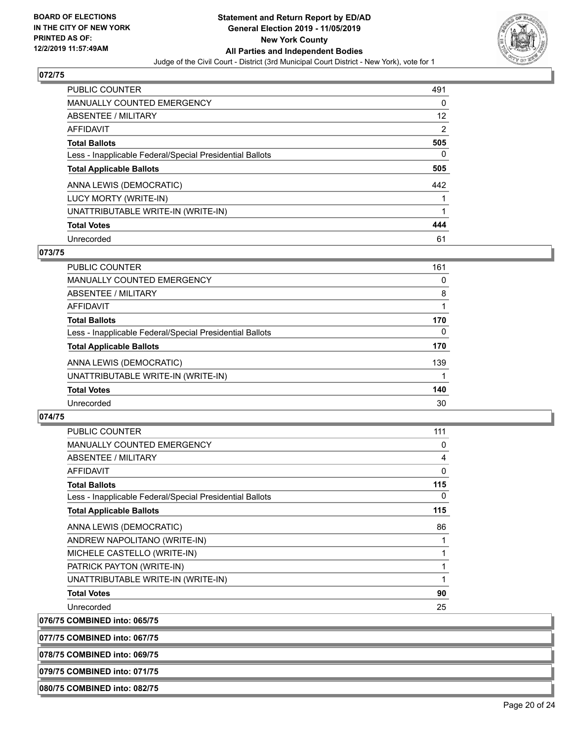### 072/75

| | |
|---|---|
| PUBLIC COUNTER | 491 |
| MANUALLY COUNTED EMERGENCY | 0 |
| ABSENTEE / MILITARY | 12 |
| AFFIDAVIT | 2 |
| **Total Ballots** | **505** |
| Less - Inapplicable Federal/Special Presidential Ballots | 0 |
| **Total Applicable Ballots** | **505** |
| ANNA LEWIS (DEMOCRATIC) | 442 |
| LUCY MORTY (WRITE-IN) | 1 |
| UNATTRIBUTABLE WRITE-IN (WRITE-IN) | 1 |
| **Total Votes** | **444** |
| Unrecorded | 61 |

### 073/75

| | |
|---|---|
| PUBLIC COUNTER | 161 |
| MANUALLY COUNTED EMERGENCY | 0 |
| ABSENTEE / MILITARY | 8 |
| AFFIDAVIT | 1 |
| **Total Ballots** | **170** |
| Less - Inapplicable Federal/Special Presidential Ballots | 0 |
| **Total Applicable Ballots** | **170** |
| ANNA LEWIS (DEMOCRATIC) | 139 |
| UNATTRIBUTABLE WRITE-IN (WRITE-IN) | 1 |
| **Total Votes** | **140** |
| Unrecorded | 30 |

### 074/75

| | |
|---|---|
| PUBLIC COUNTER | 111 |
| MANUALLY COUNTED EMERGENCY | 0 |
| ABSENTEE / MILITARY | 4 |
| AFFIDAVIT | 0 |
| **Total Ballots** | **115** |
| Less - Inapplicable Federal/Special Presidential Ballots | 0 |
| **Total Applicable Ballots** | **115** |
| ANNA LEWIS (DEMOCRATIC) | 86 |
| ANDREW NAPOLITANO (WRITE-IN) | 1 |
| MICHELE CASTELLO (WRITE-IN) | 1 |
| PATRICK PAYTON (WRITE-IN) | 1 |
| UNATTRIBUTABLE WRITE-IN (WRITE-IN) | 1 |
| **Total Votes** | **90** |
| Unrecorded | 25 |

**076/75 COMBINED into: 065/75**

**077/75 COMBINED into: 067/75**

**078/75 COMBINED into: 069/75**

**079/75 COMBINED into: 071/75**

**080/75 COMBINED into: 082/75**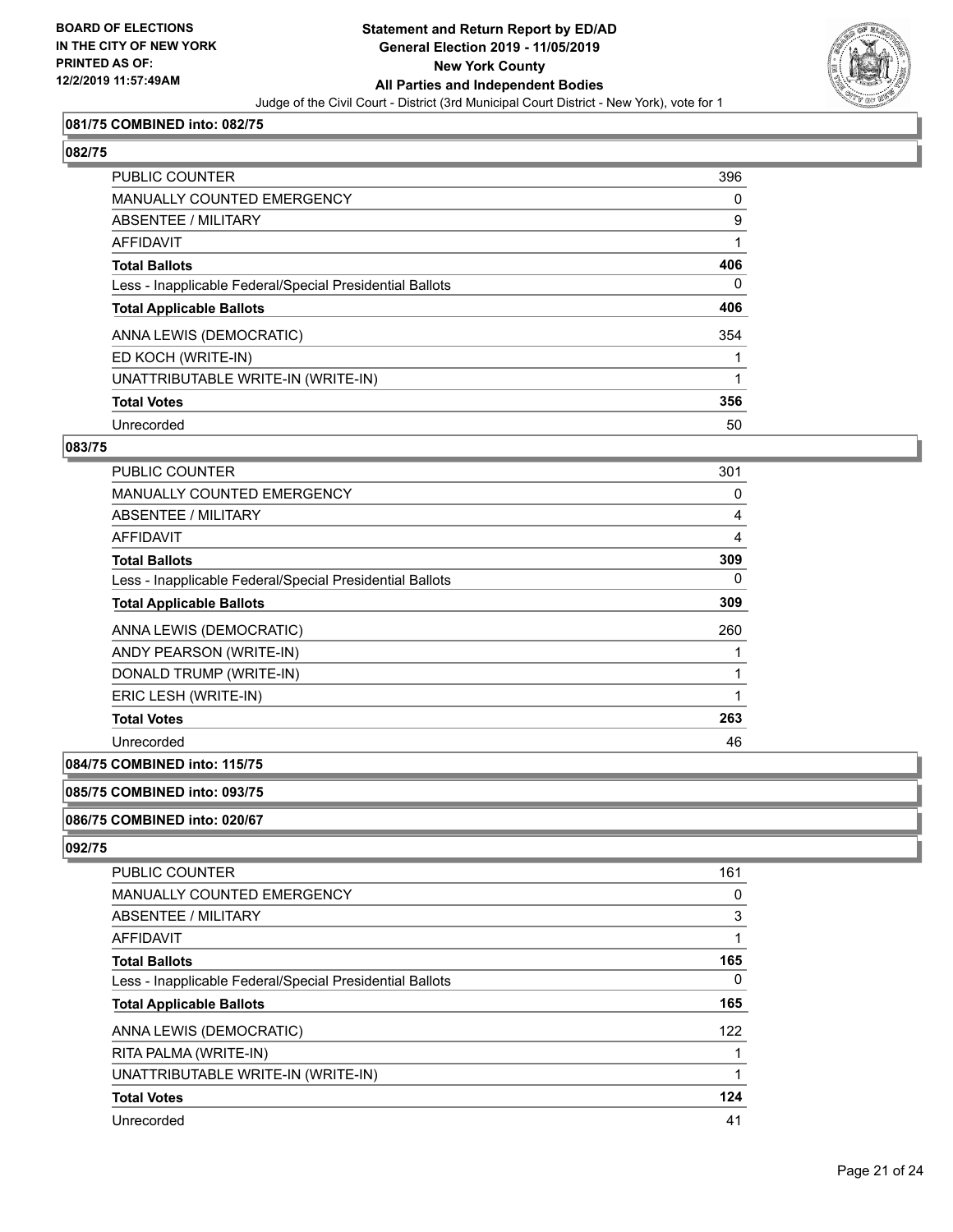### 081/75 COMBINED into: 082/75

### 082/75

| | |
|---|---|
| PUBLIC COUNTER | 396 |
| MANUALLY COUNTED EMERGENCY | 0 |
| ABSENTEE / MILITARY | 9 |
| AFFIDAVIT | 1 |
| **Total Ballots** | **406** |
| Less - Inapplicable Federal/Special Presidential Ballots | 0 |
| **Total Applicable Ballots** | **406** |
| ANNA LEWIS (DEMOCRATIC) | 354 |
| ED KOCH (WRITE-IN) | 1 |
| UNATTRIBUTABLE WRITE-IN (WRITE-IN) | 1 |
| **Total Votes** | **356** |
| Unrecorded | 50 |

### 083/75

| | |
|---|---|
| PUBLIC COUNTER | 301 |
| MANUALLY COUNTED EMERGENCY | 0 |
| ABSENTEE / MILITARY | 4 |
| AFFIDAVIT | 4 |
| **Total Ballots** | **309** |
| Less - Inapplicable Federal/Special Presidential Ballots | 0 |
| **Total Applicable Ballots** | **309** |
| ANNA LEWIS (DEMOCRATIC) | 260 |
| ANDY PEARSON (WRITE-IN) | 1 |
| DONALD TRUMP (WRITE-IN) | 1 |
| ERIC LESH (WRITE-IN) | 1 |
| **Total Votes** | **263** |
| Unrecorded | 46 |

### 084/75 COMBINED into: 115/75

### 085/75 COMBINED into: 093/75

### 086/75 COMBINED into: 020/67

### 092/75

| | |
|---|---|
| PUBLIC COUNTER | 161 |
| MANUALLY COUNTED EMERGENCY | 0 |
| ABSENTEE / MILITARY | 3 |
| AFFIDAVIT | 1 |
| **Total Ballots** | **165** |
| Less - Inapplicable Federal/Special Presidential Ballots | 0 |
| **Total Applicable Ballots** | **165** |
| ANNA LEWIS (DEMOCRATIC) | 122 |
| RITA PALMA (WRITE-IN) | 1 |
| UNATTRIBUTABLE WRITE-IN (WRITE-IN) | 1 |
| **Total Votes** | **124** |
| Unrecorded | 41 |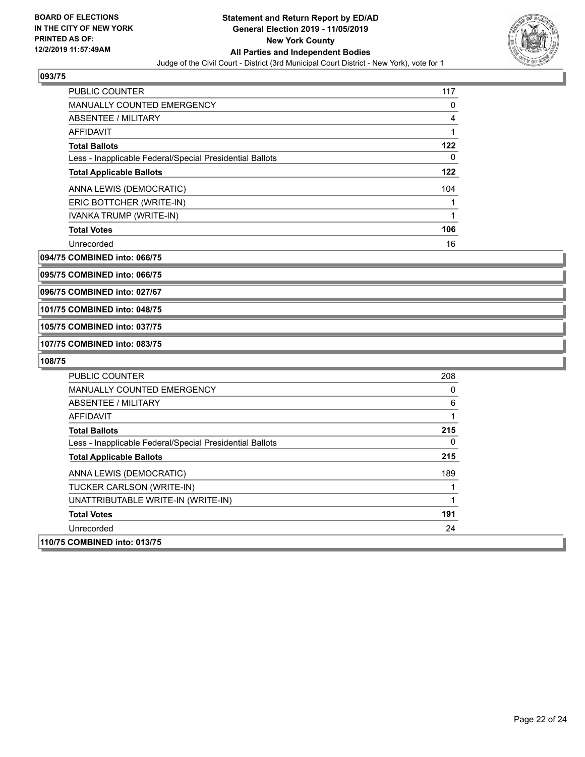**093/75**

| | |
|---|---|
| PUBLIC COUNTER | 117 |
| MANUALLY COUNTED EMERGENCY | 0 |
| ABSENTEE / MILITARY | 4 |
| AFFIDAVIT | 1 |
| **Total Ballots** | **122** |
| Less - Inapplicable Federal/Special Presidential Ballots | 0 |
| **Total Applicable Ballots** | **122** |
| ANNA LEWIS (DEMOCRATIC) | 104 |
| ERIC BOTTCHER (WRITE-IN) | 1 |
| IVANKA TRUMP (WRITE-IN) | 1 |
| **Total Votes** | **106** |
| Unrecorded | 16 |

**094/75 COMBINED into: 066/75**

**095/75 COMBINED into: 066/75**

**096/75 COMBINED into: 027/67**

**101/75 COMBINED into: 048/75**

**105/75 COMBINED into: 037/75**

**107/75 COMBINED into: 083/75**

**108/75**

| | |
|---|---|
| PUBLIC COUNTER | 208 |
| MANUALLY COUNTED EMERGENCY | 0 |
| ABSENTEE / MILITARY | 6 |
| AFFIDAVIT | 1 |
| **Total Ballots** | **215** |
| Less - Inapplicable Federal/Special Presidential Ballots | 0 |
| **Total Applicable Ballots** | **215** |
| ANNA LEWIS (DEMOCRATIC) | 189 |
| TUCKER CARLSON (WRITE-IN) | 1 |
| UNATTRIBUTABLE WRITE-IN (WRITE-IN) | 1 |
| **Total Votes** | **191** |
| Unrecorded | 24 |

**110/75 COMBINED into: 013/75**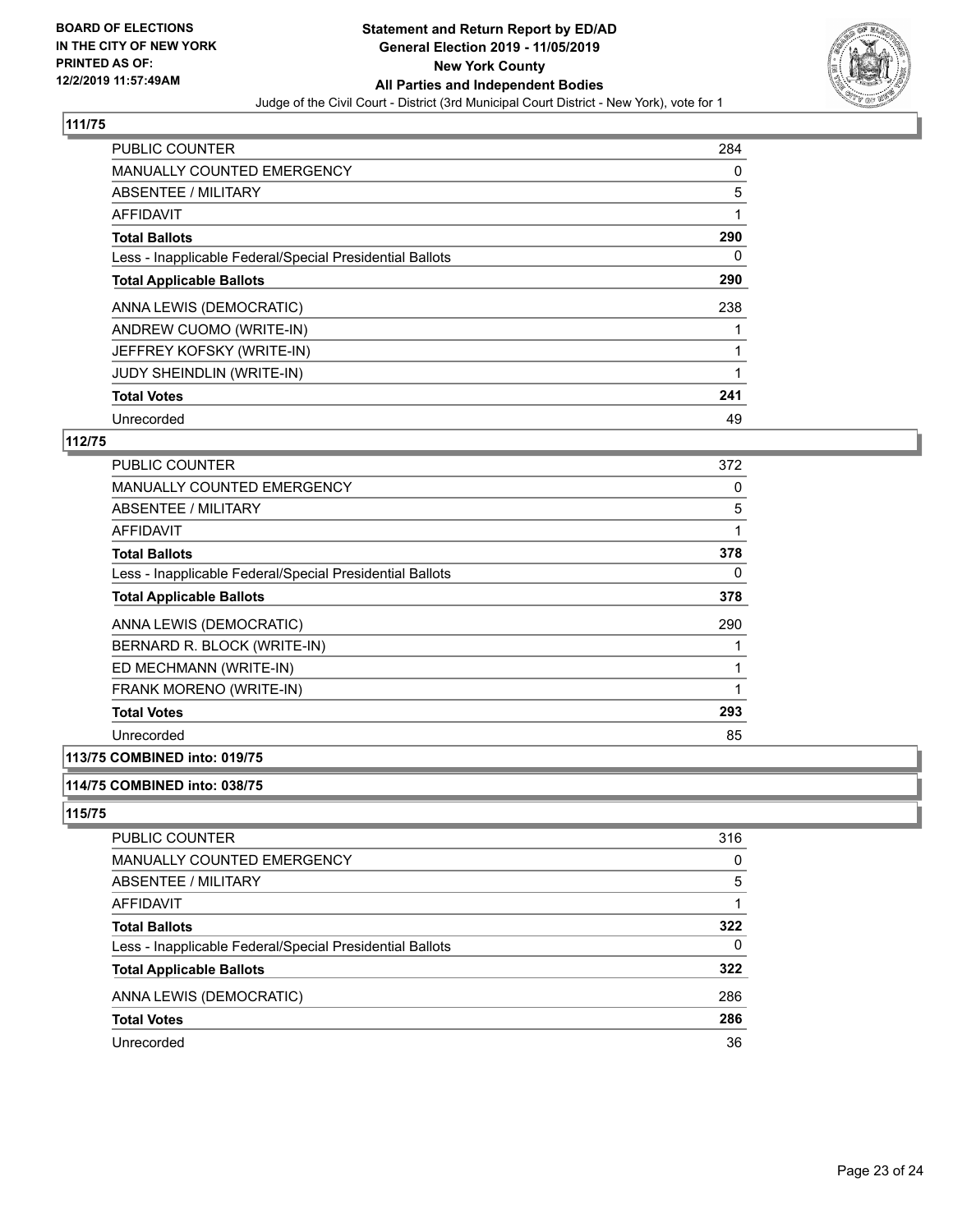**BOARD OF ELECTIONS IN THE CITY OF NEW YORK PRINTED AS OF: 12/2/2019 11:57:49AM**

**Statement and Return Report by ED/AD**
**General Election 2019 - 11/05/2019**
**New York County**
**All Parties and Independent Bodies**
Judge of the Civil Court - District (3rd Municipal Court District - New York), vote for 1

## 111/75

| | |
|---|---|
| PUBLIC COUNTER | 284 |
| MANUALLY COUNTED EMERGENCY | 0 |
| ABSENTEE / MILITARY | 5 |
| AFFIDAVIT | 1 |
| **Total Ballots** | **290** |
| Less - Inapplicable Federal/Special Presidential Ballots | 0 |
| **Total Applicable Ballots** | **290** |
| ANNA LEWIS (DEMOCRATIC) | 238 |
| ANDREW CUOMO (WRITE-IN) | 1 |
| JEFFREY KOFSKY (WRITE-IN) | 1 |
| JUDY SHEINDLIN (WRITE-IN) | 1 |
| **Total Votes** | **241** |
| Unrecorded | 49 |

## 112/75

| | |
|---|---|
| PUBLIC COUNTER | 372 |
| MANUALLY COUNTED EMERGENCY | 0 |
| ABSENTEE / MILITARY | 5 |
| AFFIDAVIT | 1 |
| **Total Ballots** | **378** |
| Less - Inapplicable Federal/Special Presidential Ballots | 0 |
| **Total Applicable Ballots** | **378** |
| ANNA LEWIS (DEMOCRATIC) | 290 |
| BERNARD R. BLOCK (WRITE-IN) | 1 |
| ED MECHMANN (WRITE-IN) | 1 |
| FRANK MORENO (WRITE-IN) | 1 |
| **Total Votes** | **293** |
| Unrecorded | 85 |

## 113/75 COMBINED into: 019/75

## 114/75 COMBINED into: 038/75

## 115/75

| | |
|---|---|
| PUBLIC COUNTER | 316 |
| MANUALLY COUNTED EMERGENCY | 0 |
| ABSENTEE / MILITARY | 5 |
| AFFIDAVIT | 1 |
| **Total Ballots** | **322** |
| Less - Inapplicable Federal/Special Presidential Ballots | 0 |
| **Total Applicable Ballots** | **322** |
| ANNA LEWIS (DEMOCRATIC) | 286 |
| **Total Votes** | **286** |
| Unrecorded | 36 |